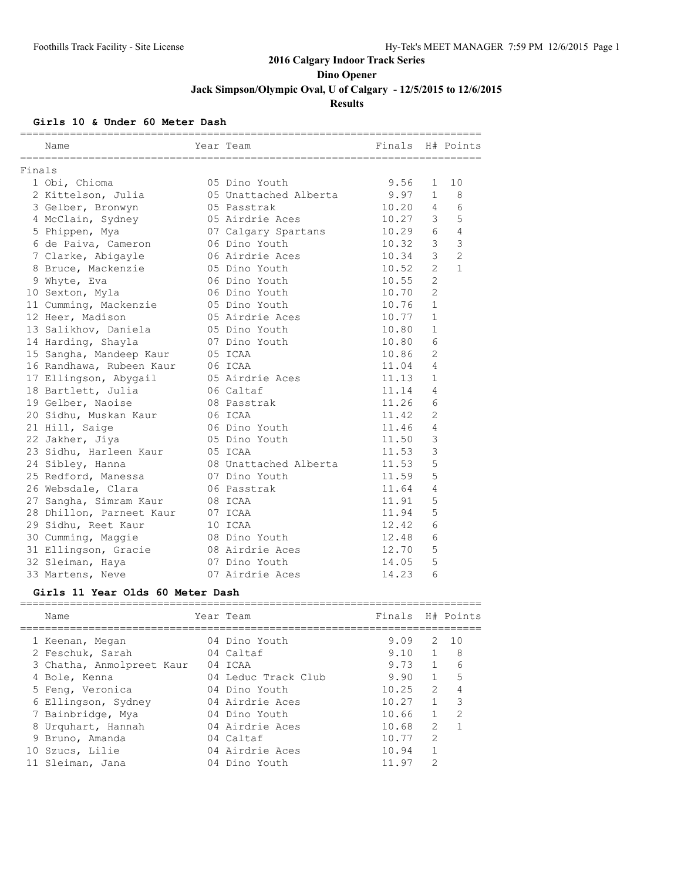# 2016 Calgary Indoor Track Series

## Dino Opener

### Jack Simpson/Olympic Oval, U of Calgary - 12/5/2015 to 12/6/2015

### Results

#### Girls 10 & Under 60 Meter Dash

Finals

| Place | Name | Year | Team | Finals | H# | Points |
|---|---|---|---|---|---|---|
| 1 | Obi, Chioma | 05 | Dino Youth | 9.56 | 1 | 10 |
| 2 | Kittelson, Julia | 05 | Unattached Alberta | 9.97 | 1 | 8 |
| 3 | Gelber, Bronwyn | 05 | Passtrak | 10.20 | 4 | 6 |
| 4 | McClain, Sydney | 05 | Airdrie Aces | 10.27 | 3 | 5 |
| 5 | Phippen, Mya | 07 | Calgary Spartans | 10.29 | 6 | 4 |
| 6 | de Paiva, Cameron | 06 | Dino Youth | 10.32 | 3 | 3 |
| 7 | Clarke, Abigayle | 06 | Airdrie Aces | 10.34 | 3 | 2 |
| 8 | Bruce, Mackenzie | 05 | Dino Youth | 10.52 | 2 | 1 |
| 9 | Whyte, Eva | 06 | Dino Youth | 10.55 | 2 | |
| 10 | Sexton, Myla | 06 | Dino Youth | 10.70 | 2 | |
| 11 | Cumming, Mackenzie | 05 | Dino Youth | 10.76 | 1 | |
| 12 | Heer, Madison | 05 | Airdrie Aces | 10.77 | 1 | |
| 13 | Salikhov, Daniela | 05 | Dino Youth | 10.80 | 1 | |
| 14 | Harding, Shayla | 07 | Dino Youth | 10.80 | 6 | |
| 15 | Sangha, Mandeep Kaur | 05 | ICAA | 10.86 | 2 | |
| 16 | Randhawa, Rubeen Kaur | 06 | ICAA | 11.04 | 4 | |
| 17 | Ellingson, Abygail | 05 | Airdrie Aces | 11.13 | 1 | |
| 18 | Bartlett, Julia | 06 | Caltaf | 11.14 | 4 | |
| 19 | Gelber, Naoise | 08 | Passtrak | 11.26 | 6 | |
| 20 | Sidhu, Muskan Kaur | 06 | ICAA | 11.42 | 2 | |
| 21 | Hill, Saige | 06 | Dino Youth | 11.46 | 4 | |
| 22 | Jakher, Jiya | 05 | Dino Youth | 11.50 | 3 | |
| 23 | Sidhu, Harleen Kaur | 05 | ICAA | 11.53 | 3 | |
| 24 | Sibley, Hanna | 08 | Unattached Alberta | 11.53 | 5 | |
| 25 | Redford, Manessa | 07 | Dino Youth | 11.59 | 5 | |
| 26 | Websdale, Clara | 06 | Passtrak | 11.64 | 4 | |
| 27 | Sangha, Simram Kaur | 08 | ICAA | 11.91 | 5 | |
| 28 | Dhillon, Parneet Kaur | 07 | ICAA | 11.94 | 5 | |
| 29 | Sidhu, Reet Kaur | 10 | ICAA | 12.42 | 6 | |
| 30 | Cumming, Maggie | 08 | Dino Youth | 12.48 | 6 | |
| 31 | Ellingson, Gracie | 08 | Airdrie Aces | 12.70 | 5 | |
| 32 | Sleiman, Haya | 07 | Dino Youth | 14.05 | 5 | |
| 33 | Martens, Neve | 07 | Airdrie Aces | 14.23 | 6 | |

#### Girls 11 Year Olds 60 Meter Dash

| Place | Name | Year | Team | Finals | H# | Points |
|---|---|---|---|---|---|---|
| 1 | Keenan, Megan | 04 | Dino Youth | 9.09 | 2 | 10 |
| 2 | Feschuk, Sarah | 04 | Caltaf | 9.10 | 1 | 8 |
| 3 | Chatha, Anmolpreet Kaur | 04 | ICAA | 9.73 | 1 | 6 |
| 4 | Bole, Kenna | 04 | Leduc Track Club | 9.90 | 1 | 5 |
| 5 | Feng, Veronica | 04 | Dino Youth | 10.25 | 2 | 4 |
| 6 | Ellingson, Sydney | 04 | Airdrie Aces | 10.27 | 1 | 3 |
| 7 | Bainbridge, Mya | 04 | Dino Youth | 10.66 | 1 | 2 |
| 8 | Urquhart, Hannah | 04 | Airdrie Aces | 10.68 | 2 | 1 |
| 9 | Bruno, Amanda | 04 | Caltaf | 10.77 | 2 | |
| 10 | Szucs, Lilie | 04 | Airdrie Aces | 10.94 | 1 | |
| 11 | Sleiman, Jana | 04 | Dino Youth | 11.97 | 2 | |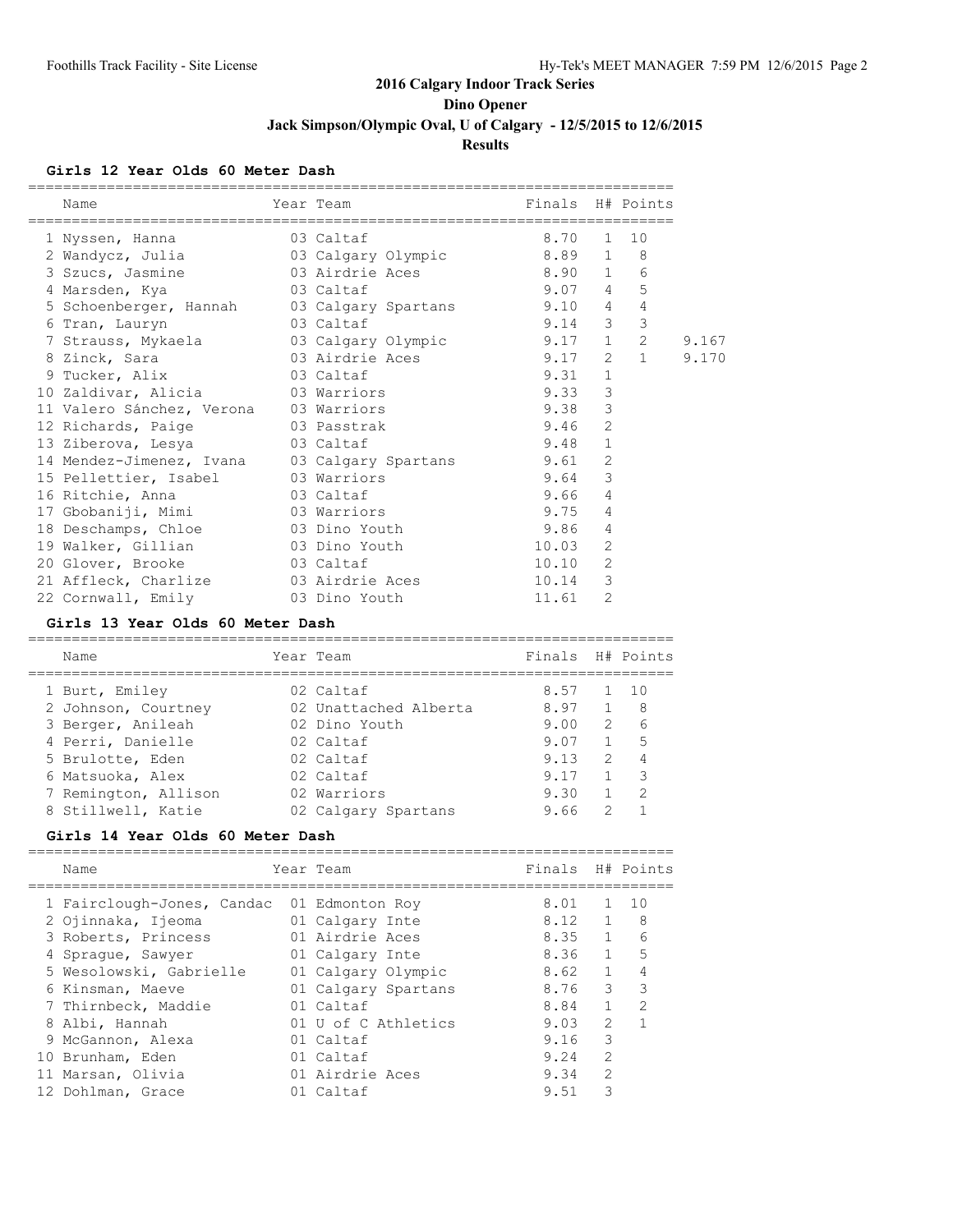## 2016 Calgary Indoor Track Series

## Dino Opener

## Jack Simpson/Olympic Oval, U of Calgary - 12/5/2015 to 12/6/2015

## Results

### Girls 12 Year Olds 60 Meter Dash

| | Name | Year | Team | Finals | H# | Points | |
|---|---|---|---|---|---|---|---|
| 1 | Nyssen, Hanna | 03 | Caltaf | 8.70 | 1 | 10 | |
| 2 | Wandycz, Julia | 03 | Calgary Olympic | 8.89 | 1 | 8 | |
| 3 | Szucs, Jasmine | 03 | Airdrie Aces | 8.90 | 1 | 6 | |
| 4 | Marsden, Kya | 03 | Caltaf | 9.07 | 4 | 5 | |
| 5 | Schoenberger, Hannah | 03 | Calgary Spartans | 9.10 | 4 | 4 | |
| 6 | Tran, Lauryn | 03 | Caltaf | 9.14 | 3 | 3 | |
| 7 | Strauss, Mykaela | 03 | Calgary Olympic | 9.17 | 1 | 2 | 9.167 |
| 8 | Zinck, Sara | 03 | Airdrie Aces | 9.17 | 2 | 1 | 9.170 |
| 9 | Tucker, Alix | 03 | Caltaf | 9.31 | 1 | | |
| 10 | Zaldivar, Alicia | 03 | Warriors | 9.33 | 3 | | |
| 11 | Valero Sánchez, Verona | 03 | Warriors | 9.38 | 3 | | |
| 12 | Richards, Paige | 03 | Passtrak | 9.46 | 2 | | |
| 13 | Ziberova, Lesya | 03 | Caltaf | 9.48 | 1 | | |
| 14 | Mendez-Jimenez, Ivana | 03 | Calgary Spartans | 9.61 | 2 | | |
| 15 | Pellettier, Isabel | 03 | Warriors | 9.64 | 3 | | |
| 16 | Ritchie, Anna | 03 | Caltaf | 9.66 | 4 | | |
| 17 | Gbobaniji, Mimi | 03 | Warriors | 9.75 | 4 | | |
| 18 | Deschamps, Chloe | 03 | Dino Youth | 9.86 | 4 | | |
| 19 | Walker, Gillian | 03 | Dino Youth | 10.03 | 2 | | |
| 20 | Glover, Brooke | 03 | Caltaf | 10.10 | 2 | | |
| 21 | Affleck, Charlize | 03 | Airdrie Aces | 10.14 | 3 | | |
| 22 | Cornwall, Emily | 03 | Dino Youth | 11.61 | 2 | | |

### Girls 13 Year Olds 60 Meter Dash

| | Name | Year | Team | Finals | H# | Points |
|---|---|---|---|---|---|---|
| 1 | Burt, Emiley | 02 | Caltaf | 8.57 | 1 | 10 |
| 2 | Johnson, Courtney | 02 | Unattached Alberta | 8.97 | 1 | 8 |
| 3 | Berger, Anileah | 02 | Dino Youth | 9.00 | 2 | 6 |
| 4 | Perri, Danielle | 02 | Caltaf | 9.07 | 1 | 5 |
| 5 | Brulotte, Eden | 02 | Caltaf | 9.13 | 2 | 4 |
| 6 | Matsuoka, Alex | 02 | Caltaf | 9.17 | 1 | 3 |
| 7 | Remington, Allison | 02 | Warriors | 9.30 | 1 | 2 |
| 8 | Stillwell, Katie | 02 | Calgary Spartans | 9.66 | 2 | 1 |

### Girls 14 Year Olds 60 Meter Dash

| | Name | Year | Team | Finals | H# | Points |
|---|---|---|---|---|---|---|
| 1 | Fairclough-Jones, Candac | 01 | Edmonton Roy | 8.01 | 1 | 10 |
| 2 | Ojinnaka, Ijeoma | 01 | Calgary Inte | 8.12 | 1 | 8 |
| 3 | Roberts, Princess | 01 | Airdrie Aces | 8.35 | 1 | 6 |
| 4 | Sprague, Sawyer | 01 | Calgary Inte | 8.36 | 1 | 5 |
| 5 | Wesolowski, Gabrielle | 01 | Calgary Olympic | 8.62 | 1 | 4 |
| 6 | Kinsman, Maeve | 01 | Calgary Spartans | 8.76 | 3 | 3 |
| 7 | Thirnbeck, Maddie | 01 | Caltaf | 8.84 | 1 | 2 |
| 8 | Albi, Hannah | 01 | U of C Athletics | 9.03 | 2 | 1 |
| 9 | McGannon, Alexa | 01 | Caltaf | 9.16 | 3 | |
| 10 | Brunham, Eden | 01 | Caltaf | 9.24 | 2 | |
| 11 | Marsan, Olivia | 01 | Airdrie Aces | 9.34 | 2 | |
| 12 | Dohlman, Grace | 01 | Caltaf | 9.51 | 3 | |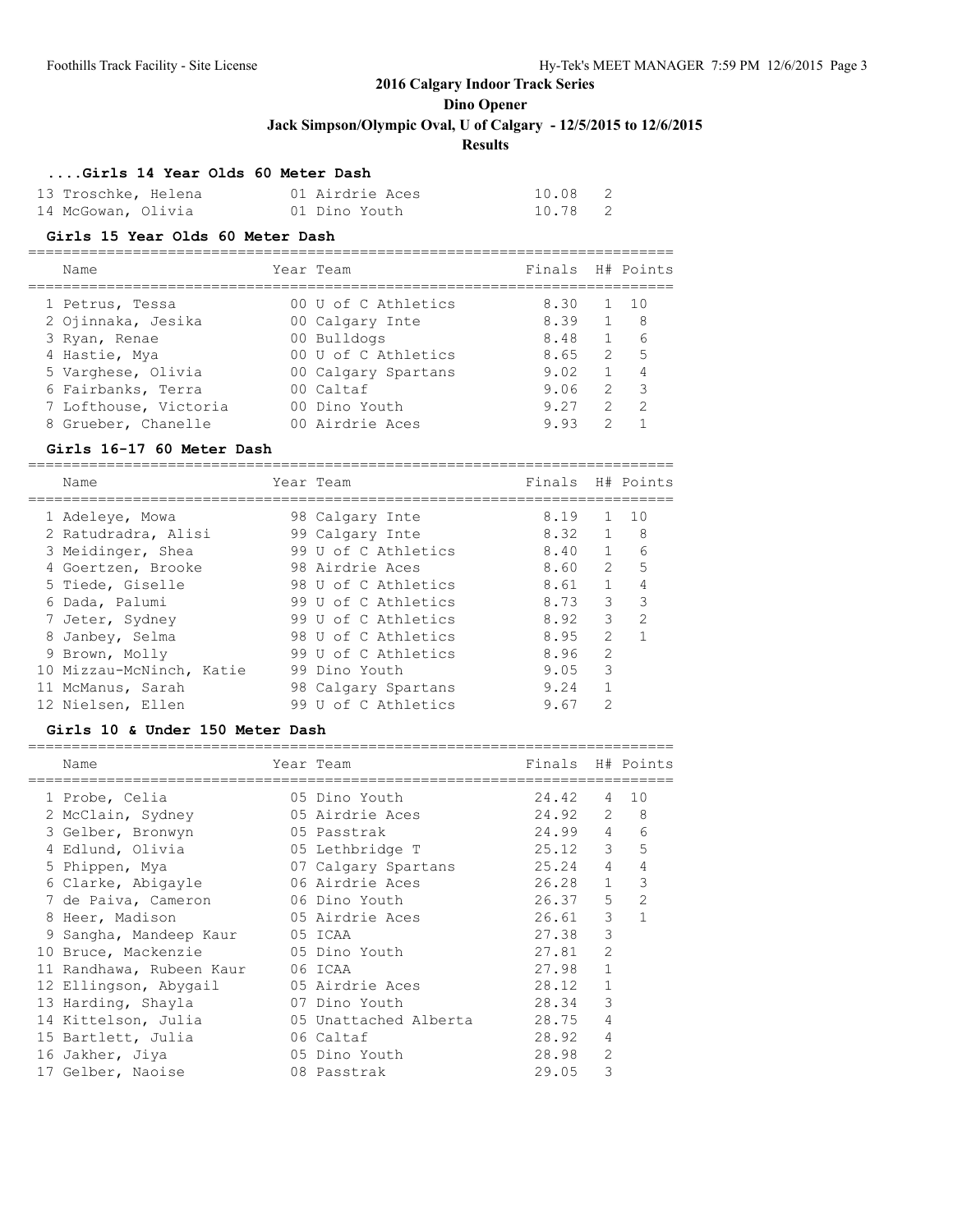# 2016 Calgary Indoor Track Series

## Dino Opener

**Jack Simpson/Olympic Oval, U of Calgary - 12/5/2015 to 12/6/2015**

**Results**

### ....Girls 14 Year Olds 60 Meter Dash

| | Name | Year | Team | Finals | H# | Points |
|---|---|---|---|---|---|---|
| 13 | Troschke, Helena | 01 | Airdrie Aces | 10.08 | 2 | |
| 14 | McGowan, Olivia | 01 | Dino Youth | 10.78 | 2 | |

### Girls 15 Year Olds 60 Meter Dash

| | Name | Year | Team | Finals | H# | Points |
|---|---|---|---|---|---|---|
| 1 | Petrus, Tessa | 00 | U of C Athletics | 8.30 | 1 | 10 |
| 2 | Ojinnaka, Jesika | 00 | Calgary Inte | 8.39 | 1 | 8 |
| 3 | Ryan, Renae | 00 | Bulldogs | 8.48 | 1 | 6 |
| 4 | Hastie, Mya | 00 | U of C Athletics | 8.65 | 2 | 5 |
| 5 | Varghese, Olivia | 00 | Calgary Spartans | 9.02 | 1 | 4 |
| 6 | Fairbanks, Terra | 00 | Caltaf | 9.06 | 2 | 3 |
| 7 | Lofthouse, Victoria | 00 | Dino Youth | 9.27 | 2 | 2 |
| 8 | Grueber, Chanelle | 00 | Airdrie Aces | 9.93 | 2 | 1 |

### Girls 16-17 60 Meter Dash

| | Name | Year | Team | Finals | H# | Points |
|---|---|---|---|---|---|---|
| 1 | Adeleye, Mowa | 98 | Calgary Inte | 8.19 | 1 | 10 |
| 2 | Ratudradra, Alisi | 99 | Calgary Inte | 8.32 | 1 | 8 |
| 3 | Meidinger, Shea | 99 | U of C Athletics | 8.40 | 1 | 6 |
| 4 | Goertzen, Brooke | 98 | Airdrie Aces | 8.60 | 2 | 5 |
| 5 | Tiede, Giselle | 98 | U of C Athletics | 8.61 | 1 | 4 |
| 6 | Dada, Palumi | 99 | U of C Athletics | 8.73 | 3 | 3 |
| 7 | Jeter, Sydney | 99 | U of C Athletics | 8.92 | 3 | 2 |
| 8 | Janbey, Selma | 98 | U of C Athletics | 8.95 | 2 | 1 |
| 9 | Brown, Molly | 99 | U of C Athletics | 8.96 | 2 | |
| 10 | Mizzau-McNinch, Katie | 99 | Dino Youth | 9.05 | 3 | |
| 11 | McManus, Sarah | 98 | Calgary Spartans | 9.24 | 1 | |
| 12 | Nielsen, Ellen | 99 | U of C Athletics | 9.67 | 2 | |

### Girls 10 & Under 150 Meter Dash

| | Name | Year | Team | Finals | H# | Points |
|---|---|---|---|---|---|---|
| 1 | Probe, Celia | 05 | Dino Youth | 24.42 | 4 | 10 |
| 2 | McClain, Sydney | 05 | Airdrie Aces | 24.92 | 2 | 8 |
| 3 | Gelber, Bronwyn | 05 | Passtrak | 24.99 | 4 | 6 |
| 4 | Edlund, Olivia | 05 | Lethbridge T | 25.12 | 3 | 5 |
| 5 | Phippen, Mya | 07 | Calgary Spartans | 25.24 | 4 | 4 |
| 6 | Clarke, Abigayle | 06 | Airdrie Aces | 26.28 | 1 | 3 |
| 7 | de Paiva, Cameron | 06 | Dino Youth | 26.37 | 5 | 2 |
| 8 | Heer, Madison | 05 | Airdrie Aces | 26.61 | 3 | 1 |
| 9 | Sangha, Mandeep Kaur | 05 | ICAA | 27.38 | 3 | |
| 10 | Bruce, Mackenzie | 05 | Dino Youth | 27.81 | 2 | |
| 11 | Randhawa, Rubeen Kaur | 06 | ICAA | 27.98 | 1 | |
| 12 | Ellingson, Abygail | 05 | Airdrie Aces | 28.12 | 1 | |
| 13 | Harding, Shayla | 07 | Dino Youth | 28.34 | 3 | |
| 14 | Kittelson, Julia | 05 | Unattached Alberta | 28.75 | 4 | |
| 15 | Bartlett, Julia | 06 | Caltaf | 28.92 | 4 | |
| 16 | Jakher, Jiya | 05 | Dino Youth | 28.98 | 2 | |
| 17 | Gelber, Naoise | 08 | Passtrak | 29.05 | 3 | |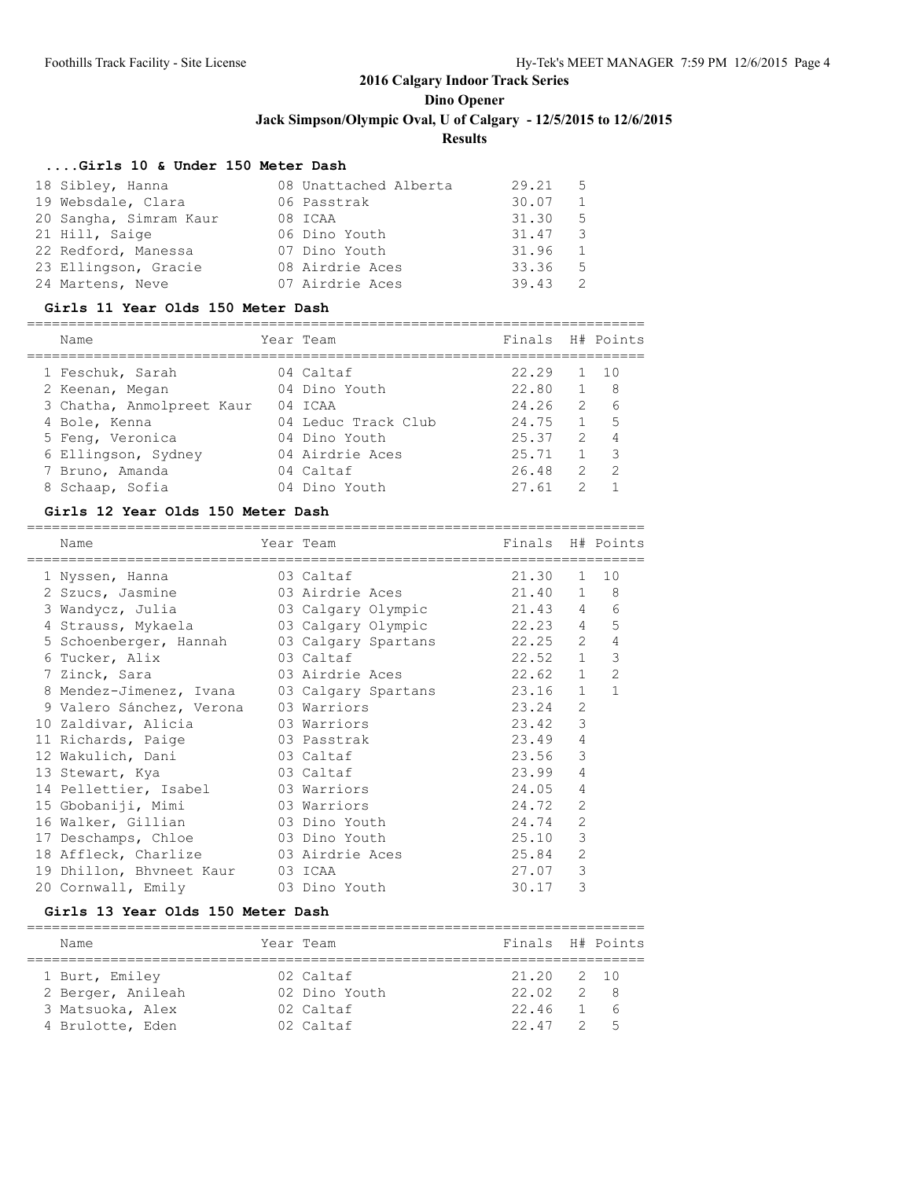## 2016 Calgary Indoor Track Series

### Dino Opener

**Jack Simpson/Olympic Oval, U of Calgary - 12/5/2015 to 12/6/2015**

**Results**

### ....Girls 10 & Under 150 Meter Dash

| Place | Name | Year | Team | Finals | H# |
|---|---|---|---|---|---|
| 18 | Sibley, Hanna | 08 | Unattached Alberta | 29.21 | 5 |
| 19 | Websdale, Clara | 06 | Passtrak | 30.07 | 1 |
| 20 | Sangha, Simram Kaur | 08 | ICAA | 31.30 | 5 |
| 21 | Hill, Saige | 06 | Dino Youth | 31.47 | 3 |
| 22 | Redford, Manessa | 07 | Dino Youth | 31.96 | 1 |
| 23 | Ellingson, Gracie | 08 | Airdrie Aces | 33.36 | 5 |
| 24 | Martens, Neve | 07 | Airdrie Aces | 39.43 | 2 |

### Girls 11 Year Olds 150 Meter Dash

| Place | Name | Year | Team | Finals | H# | Points |
|---|---|---|---|---|---|---|
| 1 | Feschuk, Sarah | 04 | Caltaf | 22.29 | 1 | 10 |
| 2 | Keenan, Megan | 04 | Dino Youth | 22.80 | 1 | 8 |
| 3 | Chatha, Anmolpreet Kaur | 04 | ICAA | 24.26 | 2 | 6 |
| 4 | Bole, Kenna | 04 | Leduc Track Club | 24.75 | 1 | 5 |
| 5 | Feng, Veronica | 04 | Dino Youth | 25.37 | 2 | 4 |
| 6 | Ellingson, Sydney | 04 | Airdrie Aces | 25.71 | 1 | 3 |
| 7 | Bruno, Amanda | 04 | Caltaf | 26.48 | 2 | 2 |
| 8 | Schaap, Sofia | 04 | Dino Youth | 27.61 | 2 | 1 |

### Girls 12 Year Olds 150 Meter Dash

| Place | Name | Year | Team | Finals | H# | Points |
|---|---|---|---|---|---|---|
| 1 | Nyssen, Hanna | 03 | Caltaf | 21.30 | 1 | 10 |
| 2 | Szucs, Jasmine | 03 | Airdrie Aces | 21.40 | 1 | 8 |
| 3 | Wandycz, Julia | 03 | Calgary Olympic | 21.43 | 4 | 6 |
| 4 | Strauss, Mykaela | 03 | Calgary Olympic | 22.23 | 4 | 5 |
| 5 | Schoenberger, Hannah | 03 | Calgary Spartans | 22.25 | 2 | 4 |
| 6 | Tucker, Alix | 03 | Caltaf | 22.52 | 1 | 3 |
| 7 | Zinck, Sara | 03 | Airdrie Aces | 22.62 | 1 | 2 |
| 8 | Mendez-Jimenez, Ivana | 03 | Calgary Spartans | 23.16 | 1 | 1 |
| 9 | Valero Sánchez, Verona | 03 | Warriors | 23.24 | 2 | |
| 10 | Zaldivar, Alicia | 03 | Warriors | 23.42 | 3 | |
| 11 | Richards, Paige | 03 | Passtrak | 23.49 | 4 | |
| 12 | Wakulich, Dani | 03 | Caltaf | 23.56 | 3 | |
| 13 | Stewart, Kya | 03 | Caltaf | 23.99 | 4 | |
| 14 | Pellettier, Isabel | 03 | Warriors | 24.05 | 4 | |
| 15 | Gbobaniji, Mimi | 03 | Warriors | 24.72 | 2 | |
| 16 | Walker, Gillian | 03 | Dino Youth | 24.74 | 2 | |
| 17 | Deschamps, Chloe | 03 | Dino Youth | 25.10 | 3 | |
| 18 | Affleck, Charlize | 03 | Airdrie Aces | 25.84 | 2 | |
| 19 | Dhillon, Bhvneet Kaur | 03 | ICAA | 27.07 | 3 | |
| 20 | Cornwall, Emily | 03 | Dino Youth | 30.17 | 3 | |

### Girls 13 Year Olds 150 Meter Dash

| Place | Name | Year | Team | Finals | H# | Points |
|---|---|---|---|---|---|---|
| 1 | Burt, Emiley | 02 | Caltaf | 21.20 | 2 | 10 |
| 2 | Berger, Anileah | 02 | Dino Youth | 22.02 | 2 | 8 |
| 3 | Matsuoka, Alex | 02 | Caltaf | 22.46 | 1 | 6 |
| 4 | Brulotte, Eden | 02 | Caltaf | 22.47 | 2 | 5 |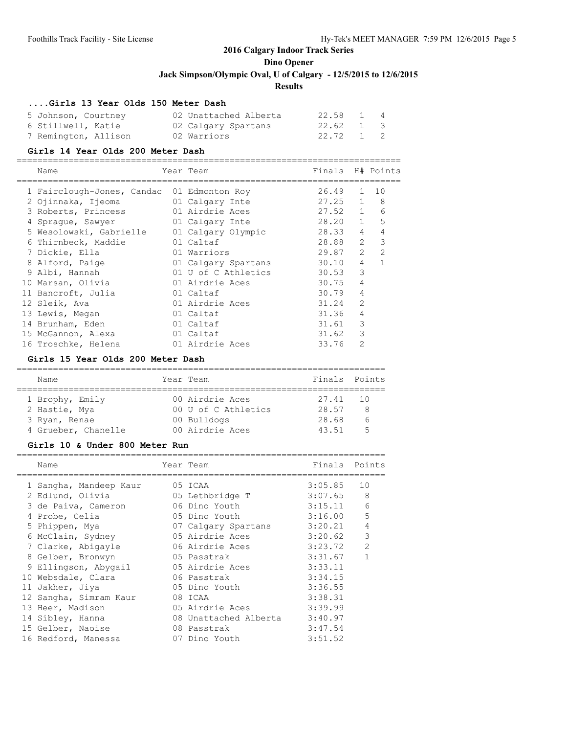## 2016 Calgary Indoor Track Series

**Dino Opener**

**Jack Simpson/Olympic Oval, U of Calgary - 12/5/2015 to 12/6/2015**

**Results**

### ....Girls 13 Year Olds 150 Meter Dash

| Name | Year | Team | Finals | H# | Points |
|---|---|---|---|---|---|
| 5 Johnson, Courtney | 02 | Unattached Alberta | 22.58 | 1 | 4 |
| 6 Stillwell, Katie | 02 | Calgary Spartans | 22.62 | 1 | 3 |
| 7 Remington, Allison | 02 | Warriors | 22.72 | 1 | 2 |

### Girls 14 Year Olds 200 Meter Dash

| Name | Year | Team | Finals | H# | Points |
|---|---|---|---|---|---|
| 1 Fairclough-Jones, Candac | 01 | Edmonton Roy | 26.49 | 1 | 10 |
| 2 Ojinnaka, Ijeoma | 01 | Calgary Inte | 27.25 | 1 | 8 |
| 3 Roberts, Princess | 01 | Airdrie Aces | 27.52 | 1 | 6 |
| 4 Sprague, Sawyer | 01 | Calgary Inte | 28.20 | 1 | 5 |
| 5 Wesolowski, Gabrielle | 01 | Calgary Olympic | 28.33 | 4 | 4 |
| 6 Thirnbeck, Maddie | 01 | Caltaf | 28.88 | 2 | 3 |
| 7 Dickie, Ella | 01 | Warriors | 29.87 | 2 | 2 |
| 8 Alford, Paige | 01 | Calgary Spartans | 30.10 | 4 | 1 |
| 9 Albi, Hannah | 01 | U of C Athletics | 30.53 | 3 | |
| 10 Marsan, Olivia | 01 | Airdrie Aces | 30.75 | 4 | |
| 11 Bancroft, Julia | 01 | Caltaf | 30.79 | 4 | |
| 12 Sleik, Ava | 01 | Airdrie Aces | 31.24 | 2 | |
| 13 Lewis, Megan | 01 | Caltaf | 31.36 | 4 | |
| 14 Brunham, Eden | 01 | Caltaf | 31.61 | 3 | |
| 15 McGannon, Alexa | 01 | Caltaf | 31.62 | 3 | |
| 16 Troschke, Helena | 01 | Airdrie Aces | 33.76 | 2 | |

### Girls 15 Year Olds 200 Meter Dash

| Name | Year | Team | Finals | Points |
|---|---|---|---|---|
| 1 Brophy, Emily | 00 | Airdrie Aces | 27.41 | 10 |
| 2 Hastie, Mya | 00 | U of C Athletics | 28.57 | 8 |
| 3 Ryan, Renae | 00 | Bulldogs | 28.68 | 6 |
| 4 Grueber, Chanelle | 00 | Airdrie Aces | 43.51 | 5 |

### Girls 10 & Under 800 Meter Run

| Name | Year | Team | Finals | Points |
|---|---|---|---|---|
| 1 Sangha, Mandeep Kaur | 05 | ICAA | 3:05.85 | 10 |
| 2 Edlund, Olivia | 05 | Lethbridge T | 3:07.65 | 8 |
| 3 de Paiva, Cameron | 06 | Dino Youth | 3:15.11 | 6 |
| 4 Probe, Celia | 05 | Dino Youth | 3:16.00 | 5 |
| 5 Phippen, Mya | 07 | Calgary Spartans | 3:20.21 | 4 |
| 6 McClain, Sydney | 05 | Airdrie Aces | 3:20.62 | 3 |
| 7 Clarke, Abigayle | 06 | Airdrie Aces | 3:23.72 | 2 |
| 8 Gelber, Bronwyn | 05 | Passtrak | 3:31.67 | 1 |
| 9 Ellingson, Abygail | 05 | Airdrie Aces | 3:33.11 | |
| 10 Websdale, Clara | 06 | Passtrak | 3:34.15 | |
| 11 Jakher, Jiya | 05 | Dino Youth | 3:36.55 | |
| 12 Sangha, Simram Kaur | 08 | ICAA | 3:38.31 | |
| 13 Heer, Madison | 05 | Airdrie Aces | 3:39.99 | |
| 14 Sibley, Hanna | 08 | Unattached Alberta | 3:40.97 | |
| 15 Gelber, Naoise | 08 | Passtrak | 3:47.54 | |
| 16 Redford, Manessa | 07 | Dino Youth | 3:51.52 | |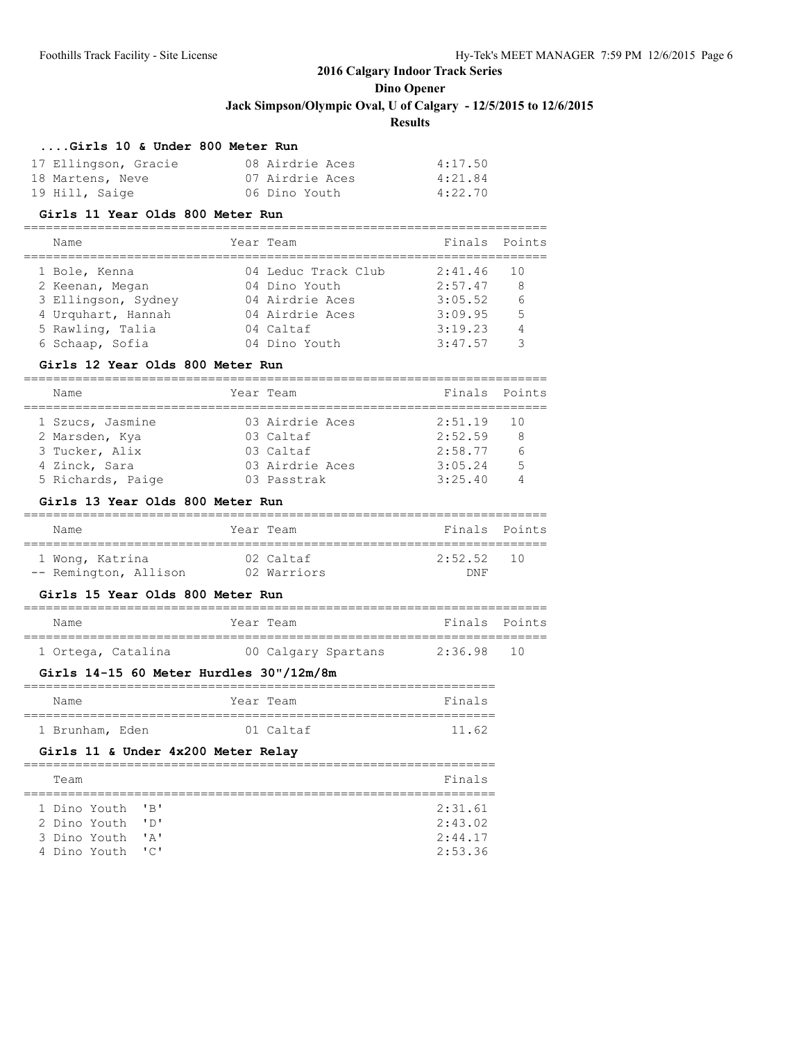## 2016 Calgary Indoor Track Series

### Dino Opener

### Jack Simpson/Olympic Oval, U of Calgary - 12/5/2015 to 12/6/2015

### Results

#### ....Girls 10 & Under 800 Meter Run

| Name | Year | Team | Finals |
|---|---|---|---|
| 17 Ellingson, Gracie | 08 | Airdrie Aces | 4:17.50 |
| 18 Martens, Neve | 07 | Airdrie Aces | 4:21.84 |
| 19 Hill, Saige | 06 | Dino Youth | 4:22.70 |

#### Girls 11 Year Olds 800 Meter Run

| Name | Year | Team | Finals | Points |
|---|---|---|---|---|
| 1 Bole, Kenna | 04 | Leduc Track Club | 2:41.46 | 10 |
| 2 Keenan, Megan | 04 | Dino Youth | 2:57.47 | 8 |
| 3 Ellingson, Sydney | 04 | Airdrie Aces | 3:05.52 | 6 |
| 4 Urquhart, Hannah | 04 | Airdrie Aces | 3:09.95 | 5 |
| 5 Rawling, Talia | 04 | Caltaf | 3:19.23 | 4 |
| 6 Schaap, Sofia | 04 | Dino Youth | 3:47.57 | 3 |

#### Girls 12 Year Olds 800 Meter Run

| Name | Year | Team | Finals | Points |
|---|---|---|---|---|
| 1 Szucs, Jasmine | 03 | Airdrie Aces | 2:51.19 | 10 |
| 2 Marsden, Kya | 03 | Caltaf | 2:52.59 | 8 |
| 3 Tucker, Alix | 03 | Caltaf | 2:58.77 | 6 |
| 4 Zinck, Sara | 03 | Airdrie Aces | 3:05.24 | 5 |
| 5 Richards, Paige | 03 | Passtrak | 3:25.40 | 4 |

#### Girls 13 Year Olds 800 Meter Run

| Name | Year | Team | Finals | Points |
|---|---|---|---|---|
| 1 Wong, Katrina | 02 | Caltaf | 2:52.52 | 10 |
| -- Remington, Allison | 02 | Warriors | DNF | |

#### Girls 15 Year Olds 800 Meter Run

| Name | Year | Team | Finals | Points |
|---|---|---|---|---|
| 1 Ortega, Catalina | 00 | Calgary Spartans | 2:36.98 | 10 |

#### Girls 14-15 60 Meter Hurdles 30"/12m/8m

| Name | Year | Team | Finals |
|---|---|---|---|
| 1 Brunham, Eden | 01 | Caltaf | 11.62 |

#### Girls 11 & Under 4x200 Meter Relay

| Team | Finals |
|---|---|
| 1 Dino Youth 'B' | 2:31.61 |
| 2 Dino Youth 'D' | 2:43.02 |
| 3 Dino Youth 'A' | 2:44.17 |
| 4 Dino Youth 'C' | 2:53.36 |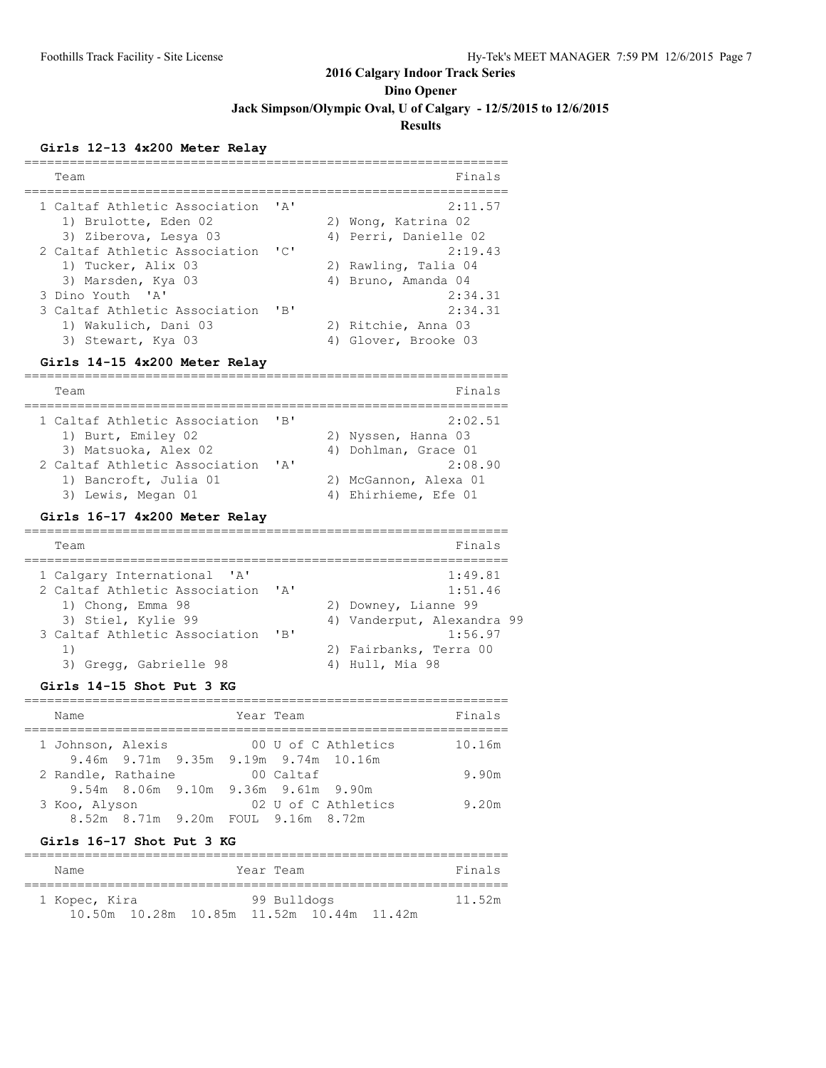# 2016 Calgary Indoor Track Series

## Dino Opener

### Jack Simpson/Olympic Oval, U of Calgary - 12/5/2015 to 12/6/2015

### Results

**Girls 12-13 4x200 Meter Relay**

| Team | Finals |
|---|---|
| 1 Caltaf Athletic Association 'A' | 2:11.57 |
| 1) Brulotte, Eden 02 · 2) Wong, Katrina 02 · 3) Ziberova, Lesya 03 · 4) Perri, Danielle 02 | |
| 2 Caltaf Athletic Association 'C' | 2:19.43 |
| 1) Tucker, Alix 03 · 2) Rawling, Talia 04 · 3) Marsden, Kya 03 · 4) Bruno, Amanda 04 | |
| 3 Dino Youth 'A' | 2:34.31 |
| 3 Caltaf Athletic Association 'B' | 2:34.31 |
| 1) Wakulich, Dani 03 · 2) Ritchie, Anna 03 · 3) Stewart, Kya 03 · 4) Glover, Brooke 03 | |

**Girls 14-15 4x200 Meter Relay**

| Team | Finals |
|---|---|
| 1 Caltaf Athletic Association 'B' | 2:02.51 |
| 1) Burt, Emiley 02 · 2) Nyssen, Hanna 03 · 3) Matsuoka, Alex 02 · 4) Dohlman, Grace 01 | |
| 2 Caltaf Athletic Association 'A' | 2:08.90 |
| 1) Bancroft, Julia 01 · 2) McGannon, Alexa 01 · 3) Lewis, Megan 01 · 4) Ehirhieme, Efe 01 | |

**Girls 16-17 4x200 Meter Relay**

| Team | Finals |
|---|---|
| 1 Calgary International 'A' | 1:49.81 |
| 2 Caltaf Athletic Association 'A' | 1:51.46 |
| 1) Chong, Emma 98 · 2) Downey, Lianne 99 · 3) Stiel, Kylie 99 · 4) Vanderput, Alexandra 99 | |
| 3 Caltaf Athletic Association 'B' | 1:56.97 |
| 1) · 2) Fairbanks, Terra 00 · 3) Gregg, Gabrielle 98 · 4) Hull, Mia 98 | |

**Girls 14-15 Shot Put 3 KG**

| Name | Year | Team | Finals |
|---|---|---|---|
| 1 Johnson, Alexis | 00 | U of C Athletics | 10.16m |
| 9.46m 9.71m 9.35m 9.19m 9.74m 10.16m | | | |
| 2 Randle, Rathaine | 00 | Caltaf | 9.90m |
| 9.54m 8.06m 9.10m 9.36m 9.61m 9.90m | | | |
| 3 Koo, Alyson | 02 | U of C Athletics | 9.20m |
| 8.52m 8.71m 9.20m FOUL 9.16m 8.72m | | | |

**Girls 16-17 Shot Put 3 KG**

| Name | Year | Team | Finals |
|---|---|---|---|
| 1 Kopec, Kira | 99 | Bulldogs | 11.52m |
| 10.50m 10.28m 10.85m 11.52m 10.44m 11.42m | | | |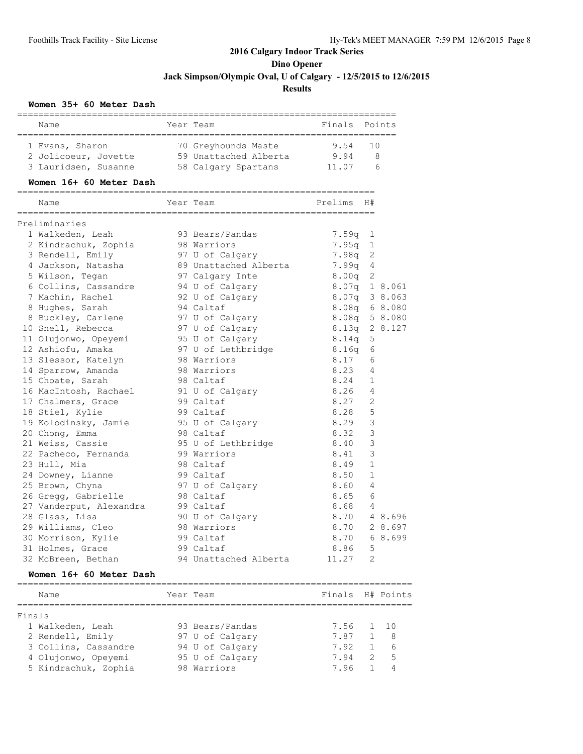# 2016 Calgary Indoor Track Series

## Dino Opener

### Jack Simpson/Olympic Oval, U of Calgary - 12/5/2015 to 12/6/2015

### Results

**Women 35+ 60 Meter Dash**

| | Name | Year | Team | Finals | Points |
|---|---|---|---|---|---|
| 1 | Evans, Sharon | 70 | Greyhounds Maste | 9.54 | 10 |
| 2 | Jolicoeur, Jovette | 59 | Unattached Alberta | 9.94 | 8 |
| 3 | Lauridsen, Susanne | 58 | Calgary Spartans | 11.07 | 6 |

**Women 16+ 60 Meter Dash**

Preliminaries

| | Name | Year | Team | Prelims | H# | |
|---|---|---|---|---|---|---|
| 1 | Walkeden, Leah | 93 | Bears/Pandas | 7.59q | 1 | |
| 2 | Kindrachuk, Zophia | 98 | Warriors | 7.95q | 1 | |
| 3 | Rendell, Emily | 97 | U of Calgary | 7.98q | 2 | |
| 4 | Jackson, Natasha | 89 | Unattached Alberta | 7.99q | 4 | |
| 5 | Wilson, Tegan | 97 | Calgary Inte | 8.00q | 2 | |
| 6 | Collins, Cassandre | 94 | U of Calgary | 8.07q | 1 | 8.061 |
| 7 | Machin, Rachel | 92 | U of Calgary | 8.07q | 3 | 8.063 |
| 8 | Hughes, Sarah | 94 | Caltaf | 8.08q | 6 | 8.080 |
| 8 | Buckley, Carlene | 97 | U of Calgary | 8.08q | 5 | 8.080 |
| 10 | Snell, Rebecca | 97 | U of Calgary | 8.13q | 2 | 8.127 |
| 11 | Olujonwo, Opeyemi | 95 | U of Calgary | 8.14q | 5 | |
| 12 | Ashiofu, Amaka | 97 | U of Lethbridge | 8.16q | 6 | |
| 13 | Slessor, Katelyn | 98 | Warriors | 8.17 | 6 | |
| 14 | Sparrow, Amanda | 98 | Warriors | 8.23 | 4 | |
| 15 | Choate, Sarah | 98 | Caltaf | 8.24 | 1 | |
| 16 | MacIntosh, Rachael | 91 | U of Calgary | 8.26 | 4 | |
| 17 | Chalmers, Grace | 99 | Caltaf | 8.27 | 2 | |
| 18 | Stiel, Kylie | 99 | Caltaf | 8.28 | 5 | |
| 19 | Kolodinsky, Jamie | 95 | U of Calgary | 8.29 | 3 | |
| 20 | Chong, Emma | 98 | Caltaf | 8.32 | 3 | |
| 21 | Weiss, Cassie | 95 | U of Lethbridge | 8.40 | 3 | |
| 22 | Pacheco, Fernanda | 99 | Warriors | 8.41 | 3 | |
| 23 | Hull, Mia | 98 | Caltaf | 8.49 | 1 | |
| 24 | Downey, Lianne | 99 | Caltaf | 8.50 | 1 | |
| 25 | Brown, Chyna | 97 | U of Calgary | 8.60 | 4 | |
| 26 | Gregg, Gabrielle | 98 | Caltaf | 8.65 | 6 | |
| 27 | Vanderput, Alexandra | 99 | Caltaf | 8.68 | 4 | |
| 28 | Glass, Lisa | 90 | U of Calgary | 8.70 | 4 | 8.696 |
| 29 | Williams, Cleo | 98 | Warriors | 8.70 | 2 | 8.697 |
| 30 | Morrison, Kylie | 99 | Caltaf | 8.70 | 6 | 8.699 |
| 31 | Holmes, Grace | 99 | Caltaf | 8.86 | 5 | |
| 32 | McBreen, Bethan | 94 | Unattached Alberta | 11.27 | 2 | |

**Women 16+ 60 Meter Dash**

Finals

| | Name | Year | Team | Finals | H# | Points |
|---|---|---|---|---|---|---|
| 1 | Walkeden, Leah | 93 | Bears/Pandas | 7.56 | 1 | 10 |
| 2 | Rendell, Emily | 97 | U of Calgary | 7.87 | 1 | 8 |
| 3 | Collins, Cassandre | 94 | U of Calgary | 7.92 | 1 | 6 |
| 4 | Olujonwo, Opeyemi | 95 | U of Calgary | 7.94 | 2 | 5 |
| 5 | Kindrachuk, Zophia | 98 | Warriors | 7.96 | 1 | 4 |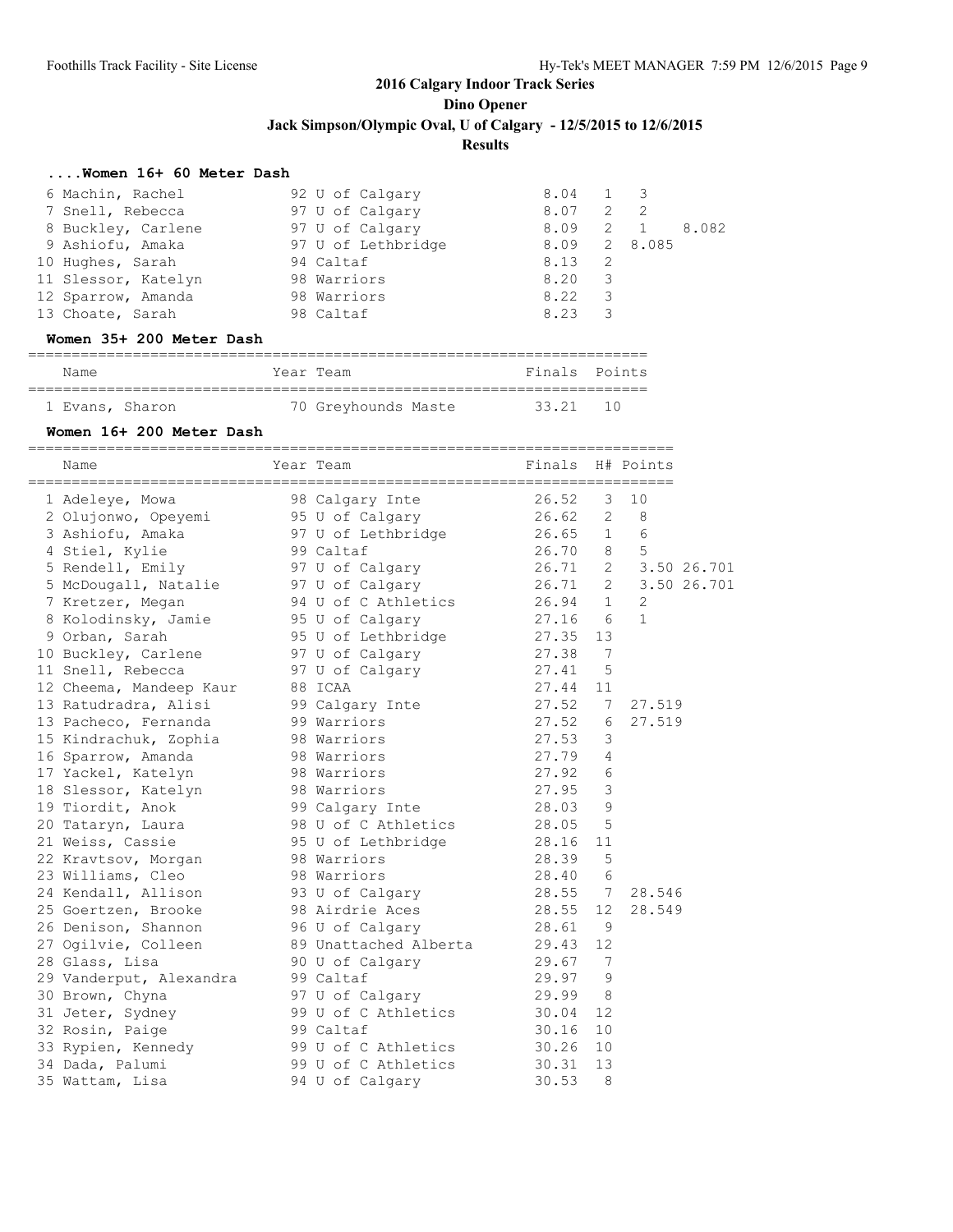# 2016 Calgary Indoor Track Series

## Dino Opener

### Jack Simpson/Olympic Oval, U of Calgary - 12/5/2015 to 12/6/2015

### Results

#### ....Women 16+ 60 Meter Dash

| Place | Name | Year | Team | Finals | H# | Points | |
|---|---|---|---|---|---|---|---|
| 6 | Machin, Rachel | 92 | U of Calgary | 8.04 | 1 | 3 | |
| 7 | Snell, Rebecca | 97 | U of Calgary | 8.07 | 2 | 2 | |
| 8 | Buckley, Carlene | 97 | U of Calgary | 8.09 | 2 | 1 | 8.082 |
| 9 | Ashiofu, Amaka | 97 | U of Lethbridge | 8.09 | 2 | 8.085 | |
| 10 | Hughes, Sarah | 94 | Caltaf | 8.13 | 2 | | |
| 11 | Slessor, Katelyn | 98 | Warriors | 8.20 | 3 | | |
| 12 | Sparrow, Amanda | 98 | Warriors | 8.22 | 3 | | |
| 13 | Choate, Sarah | 98 | Caltaf | 8.23 | 3 | | |

#### Women 35+ 200 Meter Dash

| Place | Name | Year | Team | Finals | Points |
|---|---|---|---|---|---|
| 1 | Evans, Sharon | 70 | Greyhounds Maste | 33.21 | 10 |

#### Women 16+ 200 Meter Dash

| Place | Name | Year | Team | Finals | H# | Points | |
|---|---|---|---|---|---|---|---|
| 1 | Adeleye, Mowa | 98 | Calgary Inte | 26.52 | 3 | 10 | |
| 2 | Olujonwo, Opeyemi | 95 | U of Calgary | 26.62 | 2 | 8 | |
| 3 | Ashiofu, Amaka | 97 | U of Lethbridge | 26.65 | 1 | 6 | |
| 4 | Stiel, Kylie | 99 | Caltaf | 26.70 | 8 | 5 | |
| 5 | Rendell, Emily | 97 | U of Calgary | 26.71 | 2 | 3.50 | 26.701 |
| 5 | McDougall, Natalie | 97 | U of Calgary | 26.71 | 2 | 3.50 | 26.701 |
| 7 | Kretzer, Megan | 94 | U of C Athletics | 26.94 | 1 | 2 | |
| 8 | Kolodinsky, Jamie | 95 | U of Calgary | 27.16 | 6 | 1 | |
| 9 | Orban, Sarah | 95 | U of Lethbridge | 27.35 | 13 | | |
| 10 | Buckley, Carlene | 97 | U of Calgary | 27.38 | 7 | | |
| 11 | Snell, Rebecca | 97 | U of Calgary | 27.41 | 5 | | |
| 12 | Cheema, Mandeep Kaur | 88 | ICAA | 27.44 | 11 | | |
| 13 | Ratudradra, Alisi | 99 | Calgary Inte | 27.52 | 7 | 27.519 | |
| 13 | Pacheco, Fernanda | 99 | Warriors | 27.52 | 6 | 27.519 | |
| 15 | Kindrachuk, Zophia | 98 | Warriors | 27.53 | 3 | | |
| 16 | Sparrow, Amanda | 98 | Warriors | 27.79 | 4 | | |
| 17 | Yackel, Katelyn | 98 | Warriors | 27.92 | 6 | | |
| 18 | Slessor, Katelyn | 98 | Warriors | 27.95 | 3 | | |
| 19 | Tiordit, Anok | 99 | Calgary Inte | 28.03 | 9 | | |
| 20 | Tataryn, Laura | 98 | U of C Athletics | 28.05 | 5 | | |
| 21 | Weiss, Cassie | 95 | U of Lethbridge | 28.16 | 11 | | |
| 22 | Kravtsov, Morgan | 98 | Warriors | 28.39 | 5 | | |
| 23 | Williams, Cleo | 98 | Warriors | 28.40 | 6 | | |
| 24 | Kendall, Allison | 93 | U of Calgary | 28.55 | 7 | 28.546 | |
| 25 | Goertzen, Brooke | 98 | Airdrie Aces | 28.55 | 12 | 28.549 | |
| 26 | Denison, Shannon | 96 | U of Calgary | 28.61 | 9 | | |
| 27 | Ogilvie, Colleen | 89 | Unattached Alberta | 29.43 | 12 | | |
| 28 | Glass, Lisa | 90 | U of Calgary | 29.67 | 7 | | |
| 29 | Vanderput, Alexandra | 99 | Caltaf | 29.97 | 9 | | |
| 30 | Brown, Chyna | 97 | U of Calgary | 29.99 | 8 | | |
| 31 | Jeter, Sydney | 99 | U of C Athletics | 30.04 | 12 | | |
| 32 | Rosin, Paige | 99 | Caltaf | 30.16 | 10 | | |
| 33 | Rypien, Kennedy | 99 | U of C Athletics | 30.26 | 10 | | |
| 34 | Dada, Palumi | 99 | U of C Athletics | 30.31 | 13 | | |
| 35 | Wattam, Lisa | 94 | U of Calgary | 30.53 | 8 | | |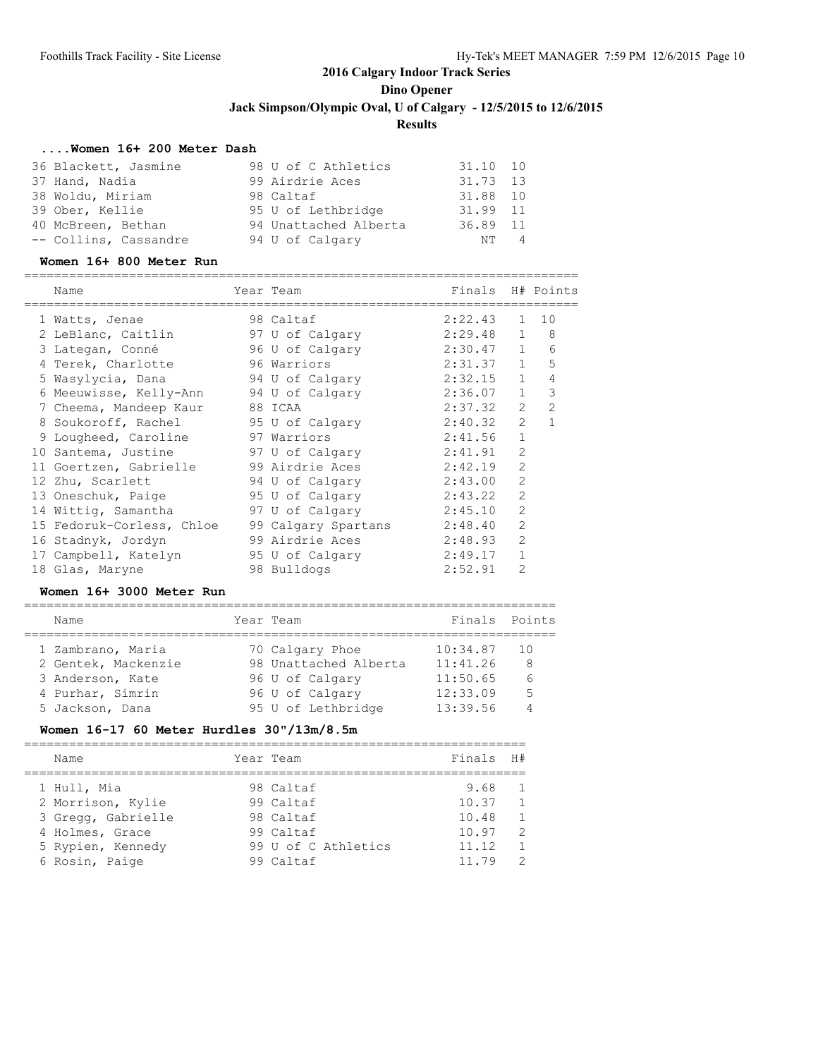## 2016 Calgary Indoor Track Series

## Dino Opener

## Jack Simpson/Olympic Oval, U of Calgary - 12/5/2015 to 12/6/2015

## Results

### ....Women 16+ 200 Meter Dash

| Place | Name | Year | Team | Finals | H# |
|---|---|---|---|---|---|
| 36 | Blackett, Jasmine | 98 | U of C Athletics | 31.10 | 10 |
| 37 | Hand, Nadia | 99 | Airdrie Aces | 31.73 | 13 |
| 38 | Woldu, Miriam | 98 | Caltaf | 31.88 | 10 |
| 39 | Ober, Kellie | 95 | U of Lethbridge | 31.99 | 11 |
| 40 | McBreen, Bethan | 94 | Unattached Alberta | 36.89 | 11 |
| -- | Collins, Cassandre | 94 | U of Calgary | NT | 4 |

### Women 16+ 800 Meter Run

| Place | Name | Year | Team | Finals | H# | Points |
|---|---|---|---|---|---|---|
| 1 | Watts, Jenae | 98 | Caltaf | 2:22.43 | 1 | 10 |
| 2 | LeBlanc, Caitlin | 97 | U of Calgary | 2:29.48 | 1 | 8 |
| 3 | Lategan, Conné | 96 | U of Calgary | 2:30.47 | 1 | 6 |
| 4 | Terek, Charlotte | 96 | Warriors | 2:31.37 | 1 | 5 |
| 5 | Wasylycia, Dana | 94 | U of Calgary | 2:32.15 | 1 | 4 |
| 6 | Meeuwisse, Kelly-Ann | 94 | U of Calgary | 2:36.07 | 1 | 3 |
| 7 | Cheema, Mandeep Kaur | 88 | ICAA | 2:37.32 | 2 | 2 |
| 8 | Soukoroff, Rachel | 95 | U of Calgary | 2:40.32 | 2 | 1 |
| 9 | Lougheed, Caroline | 97 | Warriors | 2:41.56 | 1 | |
| 10 | Santema, Justine | 97 | U of Calgary | 2:41.91 | 2 | |
| 11 | Goertzen, Gabrielle | 99 | Airdrie Aces | 2:42.19 | 2 | |
| 12 | Zhu, Scarlett | 94 | U of Calgary | 2:43.00 | 2 | |
| 13 | Oneschuk, Paige | 95 | U of Calgary | 2:43.22 | 2 | |
| 14 | Wittig, Samantha | 97 | U of Calgary | 2:45.10 | 2 | |
| 15 | Fedoruk-Corless, Chloe | 99 | Calgary Spartans | 2:48.40 | 2 | |
| 16 | Stadnyk, Jordyn | 99 | Airdrie Aces | 2:48.93 | 2 | |
| 17 | Campbell, Katelyn | 95 | U of Calgary | 2:49.17 | 1 | |
| 18 | Glas, Maryne | 98 | Bulldogs | 2:52.91 | 2 | |

### Women 16+ 3000 Meter Run

| Place | Name | Year | Team | Finals | Points |
|---|---|---|---|---|---|
| 1 | Zambrano, Maria | 70 | Calgary Phoe | 10:34.87 | 10 |
| 2 | Gentek, Mackenzie | 98 | Unattached Alberta | 11:41.26 | 8 |
| 3 | Anderson, Kate | 96 | U of Calgary | 11:50.65 | 6 |
| 4 | Purhar, Simrin | 96 | U of Calgary | 12:33.09 | 5 |
| 5 | Jackson, Dana | 95 | U of Lethbridge | 13:39.56 | 4 |

### Women 16-17 60 Meter Hurdles 30"/13m/8.5m

| Place | Name | Year | Team | Finals | H# |
|---|---|---|---|---|---|
| 1 | Hull, Mia | 98 | Caltaf | 9.68 | 1 |
| 2 | Morrison, Kylie | 99 | Caltaf | 10.37 | 1 |
| 3 | Gregg, Gabrielle | 98 | Caltaf | 10.48 | 1 |
| 4 | Holmes, Grace | 99 | Caltaf | 10.97 | 2 |
| 5 | Rypien, Kennedy | 99 | U of C Athletics | 11.12 | 1 |
| 6 | Rosin, Paige | 99 | Caltaf | 11.79 | 2 |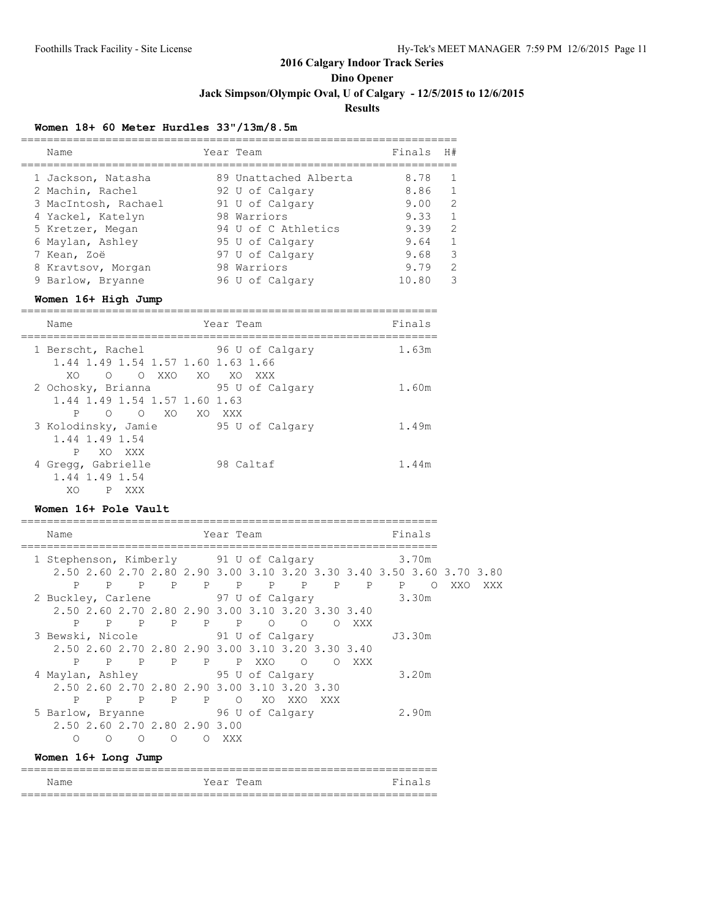# 2016 Calgary Indoor Track Series

## Dino Opener

### Jack Simpson/Olympic Oval, U of Calgary - 12/5/2015 to 12/6/2015

### Results

#### Women 18+ 60 Meter Hurdles 33"/13m/8.5m

| Name | Year | Team | Finals | H# |
|---|---|---|---|---|
| 1 Jackson, Natasha | 89 | Unattached Alberta | 8.78 | 1 |
| 2 Machin, Rachel | 92 | U of Calgary | 8.86 | 1 |
| 3 MacIntosh, Rachael | 91 | U of Calgary | 9.00 | 2 |
| 4 Yackel, Katelyn | 98 | Warriors | 9.33 | 1 |
| 5 Kretzer, Megan | 94 | U of C Athletics | 9.39 | 2 |
| 6 Maylan, Ashley | 95 | U of Calgary | 9.64 | 1 |
| 7 Kean, Zoë | 97 | U of Calgary | 9.68 | 3 |
| 8 Kravtsov, Morgan | 98 | Warriors | 9.79 | 2 |
| 9 Barlow, Bryanne | 96 | U of Calgary | 10.80 | 3 |

#### Women 16+ High Jump

```
================================================================
    Name                    Year Team                    Finals
================================================================
  1 Berscht, Rachel           96 U of Calgary            1.63m
     1.44 1.49 1.54 1.57 1.60 1.63 1.66
       XO    O    O  XXO   XO   XO  XXX
  2 Ochosky, Brianna          95 U of Calgary            1.60m
     1.44 1.49 1.54 1.57 1.60 1.63
        P    O    O   XO   XO  XXX
  3 Kolodinsky, Jamie         95 U of Calgary            1.49m
     1.44 1.49 1.54
        P   XO  XXX
  4 Gregg, Gabrielle          98 Caltaf                  1.44m
     1.44 1.49 1.54
       XO    P  XXX
```

#### Women 16+ Pole Vault

```
================================================================
    Name                    Year Team                    Finals
================================================================
  1 Stephenson, Kimberly      91 U of Calgary            3.70m
     2.50 2.60 2.70 2.80 2.90 3.00 3.10 3.20 3.30 3.40 3.50 3.60 3.70 3.80
        P    P    P    P    P    P    P    P    P    P    P    O  XXO  XXX
  2 Buckley, Carlene          97 U of Calgary            3.30m
     2.50 2.60 2.70 2.80 2.90 3.00 3.10 3.20 3.30 3.40
        P    P    P    P    P    P    O    O    O  XXX
  3 Bewski, Nicole            91 U of Calgary           J3.30m
     2.50 2.60 2.70 2.80 2.90 3.00 3.10 3.20 3.30 3.40
        P    P    P    P    P    P  XXO    O    O  XXX
  4 Maylan, Ashley            95 U of Calgary            3.20m
     2.50 2.60 2.70 2.80 2.90 3.00 3.10 3.20 3.30
        P    P    P    P    P    O   XO  XXO  XXX
  5 Barlow, Bryanne           96 U of Calgary            2.90m
     2.50 2.60 2.70 2.80 2.90 3.00
        O    O    O    O    O  XXX
```

#### Women 16+ Long Jump

| Name | Year | Team | Finals |
|---|---|---|---|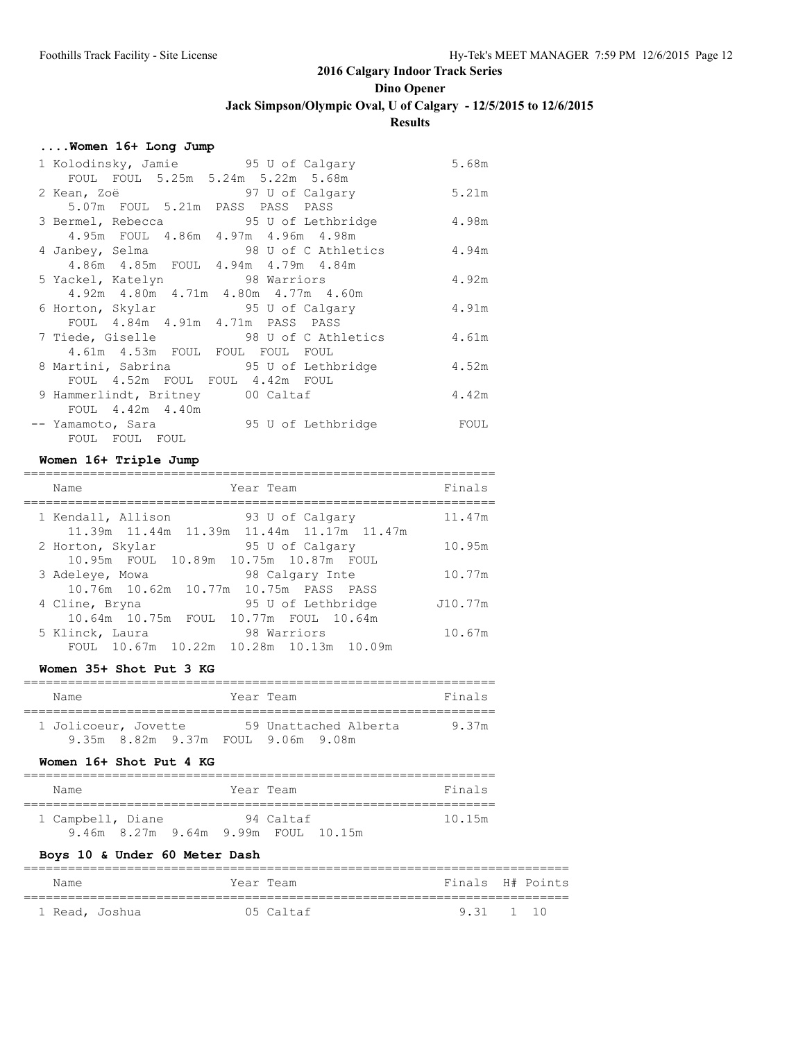## 2016 Calgary Indoor Track Series

## Dino Opener

### Jack Simpson/Olympic Oval, U of Calgary - 12/5/2015 to 12/6/2015

### Results

#### ....Women 16+ Long Jump

| Place | Name | Year | Team | Finals |
|---|---|---|---|---|
| 1 | Kolodinsky, Jamie | 95 | U of Calgary | 5.68m |
| | FOUL FOUL 5.25m 5.24m 5.22m 5.68m | | | |
| 2 | Kean, Zoë | 97 | U of Calgary | 5.21m |
| | 5.07m FOUL 5.21m PASS PASS PASS | | | |
| 3 | Bermel, Rebecca | 95 | U of Lethbridge | 4.98m |
| | 4.95m FOUL 4.86m 4.97m 4.96m 4.98m | | | |
| 4 | Janbey, Selma | 98 | U of C Athletics | 4.94m |
| | 4.86m 4.85m FOUL 4.94m 4.79m 4.84m | | | |
| 5 | Yackel, Katelyn | 98 | Warriors | 4.92m |
| | 4.92m 4.80m 4.71m 4.80m 4.77m 4.60m | | | |
| 6 | Horton, Skylar | 95 | U of Calgary | 4.91m |
| | FOUL 4.84m 4.91m 4.71m PASS PASS | | | |
| 7 | Tiede, Giselle | 98 | U of C Athletics | 4.61m |
| | 4.61m 4.53m FOUL FOUL FOUL FOUL | | | |
| 8 | Martini, Sabrina | 95 | U of Lethbridge | 4.52m |
| | FOUL 4.52m FOUL FOUL 4.42m FOUL | | | |
| 9 | Hammerlindt, Britney | 00 | Caltaf | 4.42m |
| | FOUL 4.42m 4.40m | | | |
| -- | Yamamoto, Sara | 95 | U of Lethbridge | FOUL |
| | FOUL FOUL FOUL | | | |

#### Women 16+ Triple Jump

| Place | Name | Year | Team | Finals |
|---|---|---|---|---|
| 1 | Kendall, Allison | 93 | U of Calgary | 11.47m |
| | 11.39m 11.44m 11.39m 11.44m 11.17m 11.47m | | | |
| 2 | Horton, Skylar | 95 | U of Calgary | 10.95m |
| | 10.95m FOUL 10.89m 10.75m 10.87m FOUL | | | |
| 3 | Adeleye, Mowa | 98 | Calgary Inte | 10.77m |
| | 10.76m 10.62m 10.77m 10.75m PASS PASS | | | |
| 4 | Cline, Bryna | 95 | U of Lethbridge | J10.77m |
| | 10.64m 10.75m FOUL 10.77m FOUL 10.64m | | | |
| 5 | Klinck, Laura | 98 | Warriors | 10.67m |
| | FOUL 10.67m 10.22m 10.28m 10.13m 10.09m | | | |

#### Women 35+ Shot Put 3 KG

| Place | Name | Year | Team | Finals |
|---|---|---|---|---|
| 1 | Jolicoeur, Jovette | 59 | Unattached Alberta | 9.37m |
| | 9.35m 8.82m 9.37m FOUL 9.06m 9.08m | | | |

#### Women 16+ Shot Put 4 KG

| Place | Name | Year | Team | Finals |
|---|---|---|---|---|
| 1 | Campbell, Diane | 94 | Caltaf | 10.15m |
| | 9.46m 8.27m 9.64m 9.99m FOUL 10.15m | | | |

#### Boys 10 & Under 60 Meter Dash

| Place | Name | Year | Team | Finals | H# | Points |
|---|---|---|---|---|---|---|
| 1 | Read, Joshua | 05 | Caltaf | 9.31 | 1 | 10 |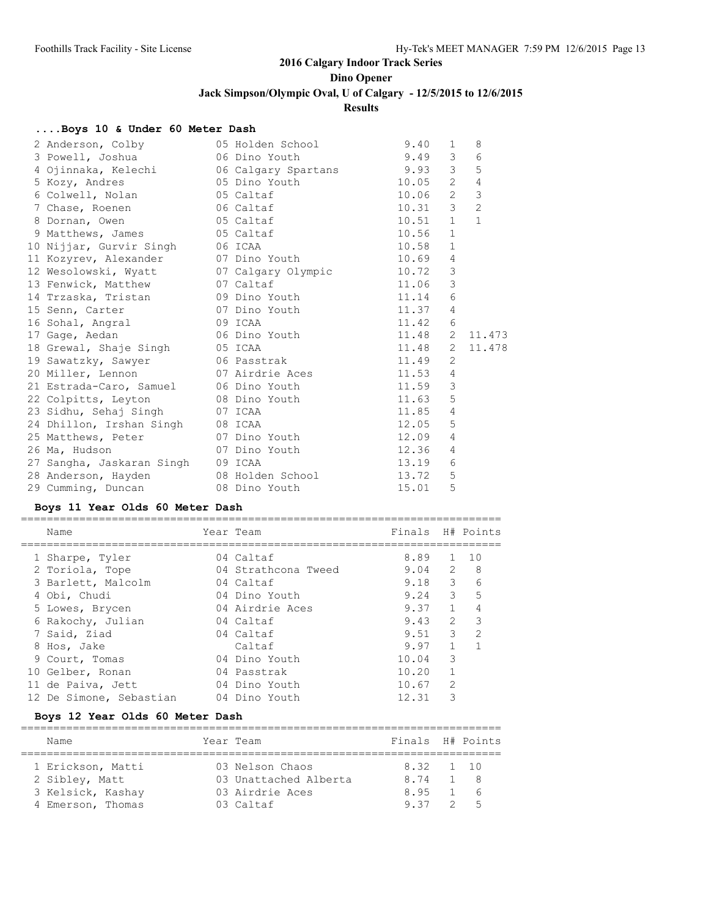# 2016 Calgary Indoor Track Series

## Dino Opener

### Jack Simpson/Olympic Oval, U of Calgary - 12/5/2015 to 12/6/2015

### Results

#### ....Boys 10 & Under 60 Meter Dash

| | Name | Year | Team | Finals | H# | Points |
|---|---|---|---|---|---|---|
| 2 | Anderson, Colby | 05 | Holden School | 9.40 | 1 | 8 |
| 3 | Powell, Joshua | 06 | Dino Youth | 9.49 | 3 | 6 |
| 4 | Ojinnaka, Kelechi | 06 | Calgary Spartans | 9.93 | 3 | 5 |
| 5 | Kozy, Andres | 05 | Dino Youth | 10.05 | 2 | 4 |
| 6 | Colwell, Nolan | 05 | Caltaf | 10.06 | 2 | 3 |
| 7 | Chase, Roenen | 06 | Caltaf | 10.31 | 3 | 2 |
| 8 | Dornan, Owen | 05 | Caltaf | 10.51 | 1 | 1 |
| 9 | Matthews, James | 05 | Caltaf | 10.56 | 1 | |
| 10 | Nijjar, Gurvir Singh | 06 | ICAA | 10.58 | 1 | |
| 11 | Kozyrev, Alexander | 07 | Dino Youth | 10.69 | 4 | |
| 12 | Wesolowski, Wyatt | 07 | Calgary Olympic | 10.72 | 3 | |
| 13 | Fenwick, Matthew | 07 | Caltaf | 11.06 | 3 | |
| 14 | Trzaska, Tristan | 09 | Dino Youth | 11.14 | 6 | |
| 15 | Senn, Carter | 07 | Dino Youth | 11.37 | 4 | |
| 16 | Sohal, Angral | 09 | ICAA | 11.42 | 6 | |
| 17 | Gage, Aedan | 06 | Dino Youth | 11.48 | 2 | 11.473 |
| 18 | Grewal, Shaje Singh | 05 | ICAA | 11.48 | 2 | 11.478 |
| 19 | Sawatzky, Sawyer | 06 | Passtrak | 11.49 | 2 | |
| 20 | Miller, Lennon | 07 | Airdrie Aces | 11.53 | 4 | |
| 21 | Estrada-Caro, Samuel | 06 | Dino Youth | 11.59 | 3 | |
| 22 | Colpitts, Leyton | 08 | Dino Youth | 11.63 | 5 | |
| 23 | Sidhu, Sehaj Singh | 07 | ICAA | 11.85 | 4 | |
| 24 | Dhillon, Irshan Singh | 08 | ICAA | 12.05 | 5 | |
| 25 | Matthews, Peter | 07 | Dino Youth | 12.09 | 4 | |
| 26 | Ma, Hudson | 07 | Dino Youth | 12.36 | 4 | |
| 27 | Sangha, Jaskaran Singh | 09 | ICAA | 13.19 | 6 | |
| 28 | Anderson, Hayden | 08 | Holden School | 13.72 | 5 | |
| 29 | Cumming, Duncan | 08 | Dino Youth | 15.01 | 5 | |

#### Boys 11 Year Olds 60 Meter Dash

| | Name | Year | Team | Finals | H# | Points |
|---|---|---|---|---|---|---|
| 1 | Sharpe, Tyler | 04 | Caltaf | 8.89 | 1 | 10 |
| 2 | Toriola, Tope | 04 | Strathcona Tweed | 9.04 | 2 | 8 |
| 3 | Barlett, Malcolm | 04 | Caltaf | 9.18 | 3 | 6 |
| 4 | Obi, Chudi | 04 | Dino Youth | 9.24 | 3 | 5 |
| 5 | Lowes, Brycen | 04 | Airdrie Aces | 9.37 | 1 | 4 |
| 6 | Rakochy, Julian | 04 | Caltaf | 9.43 | 2 | 3 |
| 7 | Said, Ziad | 04 | Caltaf | 9.51 | 3 | 2 |
| 8 | Hos, Jake | | Caltaf | 9.97 | 1 | 1 |
| 9 | Court, Tomas | 04 | Dino Youth | 10.04 | 3 | |
| 10 | Gelber, Ronan | 04 | Passtrak | 10.20 | 1 | |
| 11 | de Paiva, Jett | 04 | Dino Youth | 10.67 | 2 | |
| 12 | De Simone, Sebastian | 04 | Dino Youth | 12.31 | 3 | |

#### Boys 12 Year Olds 60 Meter Dash

| | Name | Year | Team | Finals | H# | Points |
|---|---|---|---|---|---|---|
| 1 | Erickson, Matti | 03 | Nelson Chaos | 8.32 | 1 | 10 |
| 2 | Sibley, Matt | 03 | Unattached Alberta | 8.74 | 1 | 8 |
| 3 | Kelsick, Kashay | 03 | Airdrie Aces | 8.95 | 1 | 6 |
| 4 | Emerson, Thomas | 03 | Caltaf | 9.37 | 2 | 5 |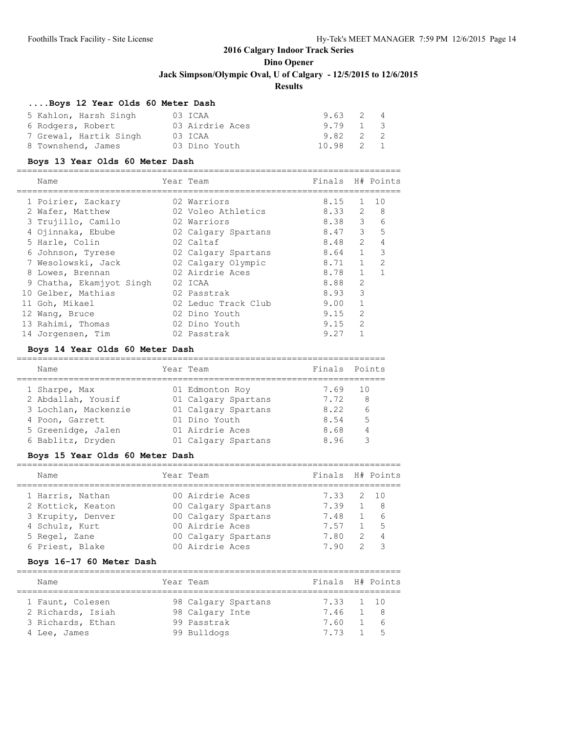## 2016 Calgary Indoor Track Series

## Dino Opener

## Jack Simpson/Olympic Oval, U of Calgary - 12/5/2015 to 12/6/2015

## Results

### ....Boys 12 Year Olds 60 Meter Dash

| Name | Year | Team | Finals | H# | Points |
|---|---|---|---|---|---|
| 5 Kahlon, Harsh Singh | 03 | ICAA | 9.63 | 2 | 4 |
| 6 Rodgers, Robert | 03 | Airdrie Aces | 9.79 | 1 | 3 |
| 7 Grewal, Hartik Singh | 03 | ICAA | 9.82 | 2 | 2 |
| 8 Townshend, James | 03 | Dino Youth | 10.98 | 2 | 1 |

### Boys 13 Year Olds 60 Meter Dash

| Name | Year | Team | Finals | H# | Points |
|---|---|---|---|---|---|
| 1 Poirier, Zackary | 02 | Warriors | 8.15 | 1 | 10 |
| 2 Wafer, Matthew | 02 | Voleo Athletics | 8.33 | 2 | 8 |
| 3 Trujillo, Camilo | 02 | Warriors | 8.38 | 3 | 6 |
| 4 Ojinnaka, Ebube | 02 | Calgary Spartans | 8.47 | 3 | 5 |
| 5 Harle, Colin | 02 | Caltaf | 8.48 | 2 | 4 |
| 6 Johnson, Tyrese | 02 | Calgary Spartans | 8.64 | 1 | 3 |
| 7 Wesolowski, Jack | 02 | Calgary Olympic | 8.71 | 1 | 2 |
| 8 Lowes, Brennan | 02 | Airdrie Aces | 8.78 | 1 | 1 |
| 9 Chatha, Ekamjyot Singh | 02 | ICAA | 8.88 | 2 | |
| 10 Gelber, Mathias | 02 | Passtrak | 8.93 | 3 | |
| 11 Goh, Mikael | 02 | Leduc Track Club | 9.00 | 1 | |
| 12 Wang, Bruce | 02 | Dino Youth | 9.15 | 2 | |
| 13 Rahimi, Thomas | 02 | Dino Youth | 9.15 | 2 | |
| 14 Jorgensen, Tim | 02 | Passtrak | 9.27 | 1 | |

### Boys 14 Year Olds 60 Meter Dash

| Name | Year | Team | Finals | Points |
|---|---|---|---|---|
| 1 Sharpe, Max | 01 | Edmonton Roy | 7.69 | 10 |
| 2 Abdallah, Yousif | 01 | Calgary Spartans | 7.72 | 8 |
| 3 Lochlan, Mackenzie | 01 | Calgary Spartans | 8.22 | 6 |
| 4 Poon, Garrett | 01 | Dino Youth | 8.54 | 5 |
| 5 Greenidge, Jalen | 01 | Airdrie Aces | 8.68 | 4 |
| 6 Bablitz, Dryden | 01 | Calgary Spartans | 8.96 | 3 |

### Boys 15 Year Olds 60 Meter Dash

| Name | Year | Team | Finals | H# | Points |
|---|---|---|---|---|---|
| 1 Harris, Nathan | 00 | Airdrie Aces | 7.33 | 2 | 10 |
| 2 Kottick, Keaton | 00 | Calgary Spartans | 7.39 | 1 | 8 |
| 3 Krupity, Denver | 00 | Calgary Spartans | 7.48 | 1 | 6 |
| 4 Schulz, Kurt | 00 | Airdrie Aces | 7.57 | 1 | 5 |
| 5 Regel, Zane | 00 | Calgary Spartans | 7.80 | 2 | 4 |
| 6 Priest, Blake | 00 | Airdrie Aces | 7.90 | 2 | 3 |

### Boys 16-17 60 Meter Dash

| Name | Year | Team | Finals | H# | Points |
|---|---|---|---|---|---|
| 1 Faunt, Colesen | 98 | Calgary Spartans | 7.33 | 1 | 10 |
| 2 Richards, Isiah | 98 | Calgary Inte | 7.46 | 1 | 8 |
| 3 Richards, Ethan | 99 | Passtrak | 7.60 | 1 | 6 |
| 4 Lee, James | 99 | Bulldogs | 7.73 | 1 | 5 |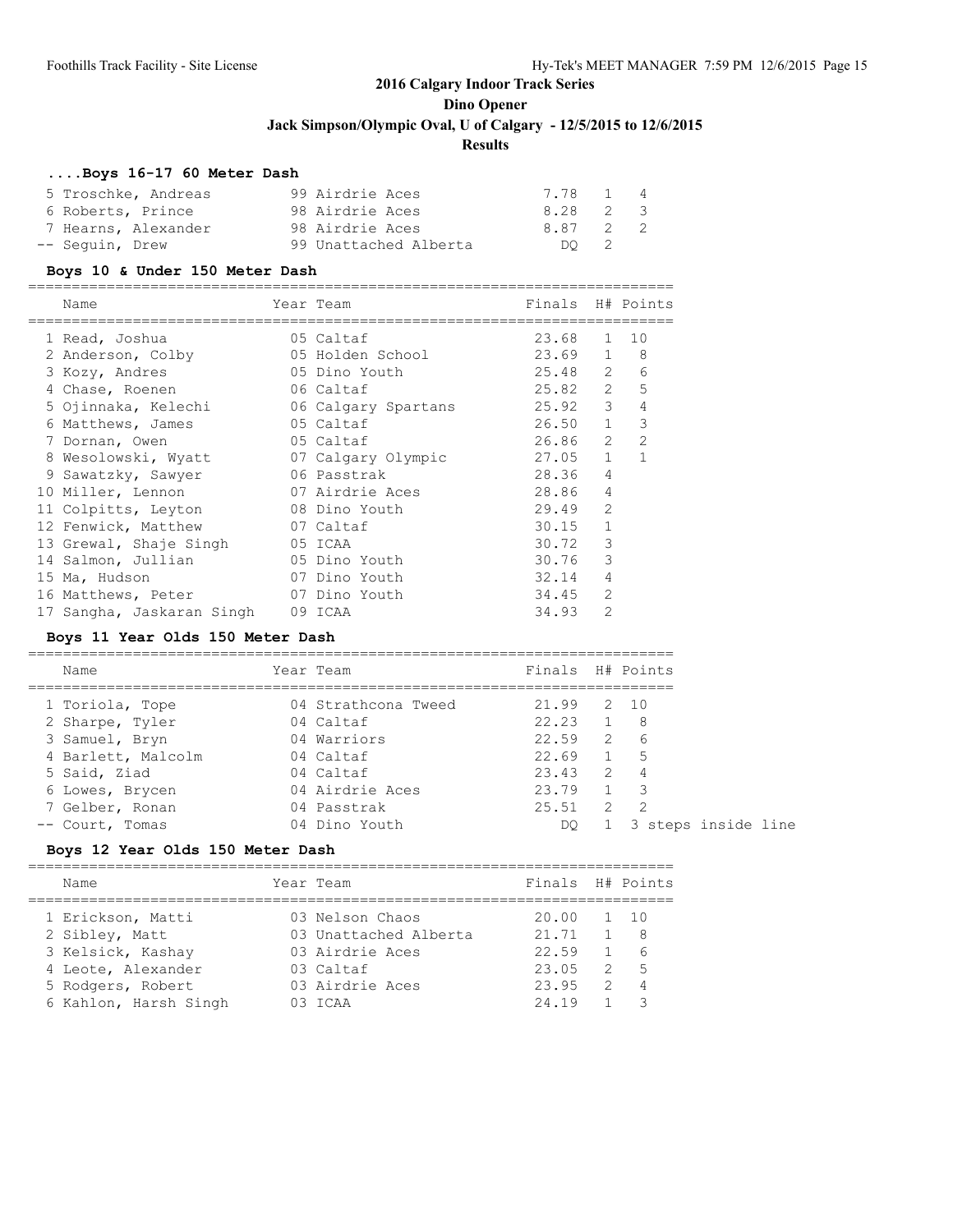## 2016 Calgary Indoor Track Series

## Dino Opener

## Jack Simpson/Olympic Oval, U of Calgary - 12/5/2015 to 12/6/2015

## Results

### ....Boys 16-17 60 Meter Dash

| Place | Name | Year | Team | Finals | H# | Points |
|---|---|---|---|---|---|---|
| 5 | Troschke, Andreas | 99 | Airdrie Aces | 7.78 | 1 | 4 |
| 6 | Roberts, Prince | 98 | Airdrie Aces | 8.28 | 2 | 3 |
| 7 | Hearns, Alexander | 98 | Airdrie Aces | 8.87 | 2 | 2 |
| -- | Seguin, Drew | 99 | Unattached Alberta | DQ | 2 | |

### Boys 10 & Under 150 Meter Dash

| Place | Name | Year | Team | Finals | H# | Points |
|---|---|---|---|---|---|---|
| 1 | Read, Joshua | 05 | Caltaf | 23.68 | 1 | 10 |
| 2 | Anderson, Colby | 05 | Holden School | 23.69 | 1 | 8 |
| 3 | Kozy, Andres | 05 | Dino Youth | 25.48 | 2 | 6 |
| 4 | Chase, Roenen | 06 | Caltaf | 25.82 | 2 | 5 |
| 5 | Ojinnaka, Kelechi | 06 | Calgary Spartans | 25.92 | 3 | 4 |
| 6 | Matthews, James | 05 | Caltaf | 26.50 | 1 | 3 |
| 7 | Dornan, Owen | 05 | Caltaf | 26.86 | 2 | 2 |
| 8 | Wesolowski, Wyatt | 07 | Calgary Olympic | 27.05 | 1 | 1 |
| 9 | Sawatzky, Sawyer | 06 | Passtrak | 28.36 | 4 | |
| 10 | Miller, Lennon | 07 | Airdrie Aces | 28.86 | 4 | |
| 11 | Colpitts, Leyton | 08 | Dino Youth | 29.49 | 2 | |
| 12 | Fenwick, Matthew | 07 | Caltaf | 30.15 | 1 | |
| 13 | Grewal, Shaje Singh | 05 | ICAA | 30.72 | 3 | |
| 14 | Salmon, Jullian | 05 | Dino Youth | 30.76 | 3 | |
| 15 | Ma, Hudson | 07 | Dino Youth | 32.14 | 4 | |
| 16 | Matthews, Peter | 07 | Dino Youth | 34.45 | 2 | |
| 17 | Sangha, Jaskaran Singh | 09 | ICAA | 34.93 | 2 | |

### Boys 11 Year Olds 150 Meter Dash

| Place | Name | Year | Team | Finals | H# | Points |
|---|---|---|---|---|---|---|
| 1 | Toriola, Tope | 04 | Strathcona Tweed | 21.99 | 2 | 10 |
| 2 | Sharpe, Tyler | 04 | Caltaf | 22.23 | 1 | 8 |
| 3 | Samuel, Bryn | 04 | Warriors | 22.59 | 2 | 6 |
| 4 | Barlett, Malcolm | 04 | Caltaf | 22.69 | 1 | 5 |
| 5 | Said, Ziad | 04 | Caltaf | 23.43 | 2 | 4 |
| 6 | Lowes, Brycen | 04 | Airdrie Aces | 23.79 | 1 | 3 |
| 7 | Gelber, Ronan | 04 | Passtrak | 25.51 | 2 | 2 |
| -- | Court, Tomas | 04 | Dino Youth | DQ | 1 | 3 steps inside line |

### Boys 12 Year Olds 150 Meter Dash

| Place | Name | Year | Team | Finals | H# | Points |
|---|---|---|---|---|---|---|
| 1 | Erickson, Matti | 03 | Nelson Chaos | 20.00 | 1 | 10 |
| 2 | Sibley, Matt | 03 | Unattached Alberta | 21.71 | 1 | 8 |
| 3 | Kelsick, Kashay | 03 | Airdrie Aces | 22.59 | 1 | 6 |
| 4 | Leote, Alexander | 03 | Caltaf | 23.05 | 2 | 5 |
| 5 | Rodgers, Robert | 03 | Airdrie Aces | 23.95 | 2 | 4 |
| 6 | Kahlon, Harsh Singh | 03 | ICAA | 24.19 | 1 | 3 |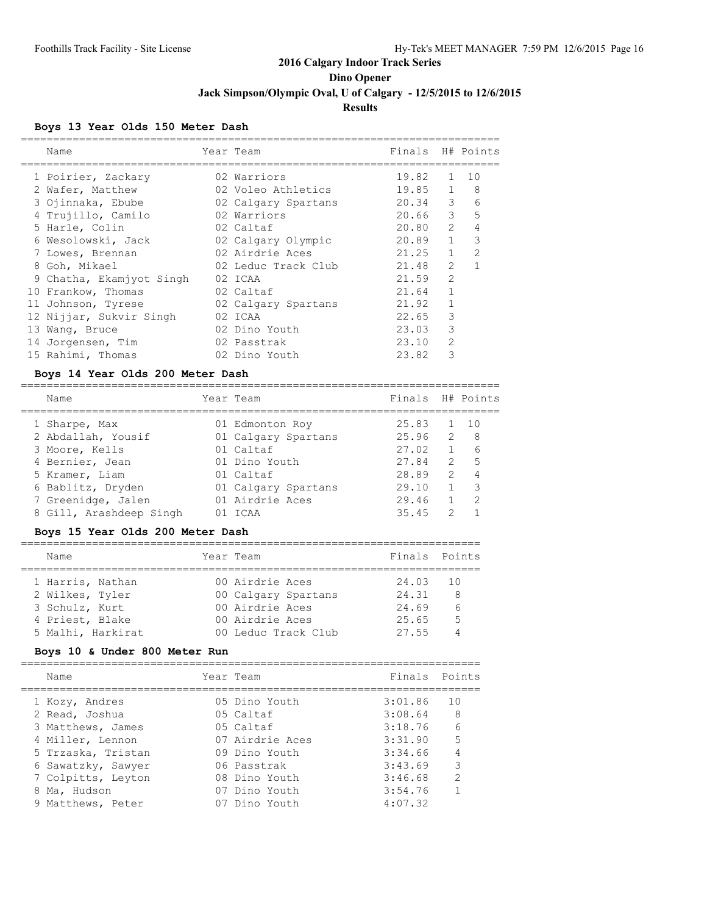# 2016 Calgary Indoor Track Series

## Dino Opener

### Jack Simpson/Olympic Oval, U of Calgary - 12/5/2015 to 12/6/2015

### Results

#### Boys 13 Year Olds 150 Meter Dash

| | Name | Year | Team | Finals | H# | Points |
|---|---|---|---|---|---|---|
| 1 | Poirier, Zackary | 02 | Warriors | 19.82 | 1 | 10 |
| 2 | Wafer, Matthew | 02 | Voleo Athletics | 19.85 | 1 | 8 |
| 3 | Ojinnaka, Ebube | 02 | Calgary Spartans | 20.34 | 3 | 6 |
| 4 | Trujillo, Camilo | 02 | Warriors | 20.66 | 3 | 5 |
| 5 | Harle, Colin | 02 | Caltaf | 20.80 | 2 | 4 |
| 6 | Wesolowski, Jack | 02 | Calgary Olympic | 20.89 | 1 | 3 |
| 7 | Lowes, Brennan | 02 | Airdrie Aces | 21.25 | 1 | 2 |
| 8 | Goh, Mikael | 02 | Leduc Track Club | 21.48 | 2 | 1 |
| 9 | Chatha, Ekamjyot Singh | 02 | ICAA | 21.59 | 2 | |
| 10 | Frankow, Thomas | 02 | Caltaf | 21.64 | 1 | |
| 11 | Johnson, Tyrese | 02 | Calgary Spartans | 21.92 | 1 | |
| 12 | Nijjar, Sukvir Singh | 02 | ICAA | 22.65 | 3 | |
| 13 | Wang, Bruce | 02 | Dino Youth | 23.03 | 3 | |
| 14 | Jorgensen, Tim | 02 | Passtrak | 23.10 | 2 | |
| 15 | Rahimi, Thomas | 02 | Dino Youth | 23.82 | 3 | |

#### Boys 14 Year Olds 200 Meter Dash

| | Name | Year | Team | Finals | H# | Points |
|---|---|---|---|---|---|---|
| 1 | Sharpe, Max | 01 | Edmonton Roy | 25.83 | 1 | 10 |
| 2 | Abdallah, Yousif | 01 | Calgary Spartans | 25.96 | 2 | 8 |
| 3 | Moore, Kells | 01 | Caltaf | 27.02 | 1 | 6 |
| 4 | Bernier, Jean | 01 | Dino Youth | 27.84 | 2 | 5 |
| 5 | Kramer, Liam | 01 | Caltaf | 28.89 | 2 | 4 |
| 6 | Bablitz, Dryden | 01 | Calgary Spartans | 29.10 | 1 | 3 |
| 7 | Greenidge, Jalen | 01 | Airdrie Aces | 29.46 | 1 | 2 |
| 8 | Gill, Arashdeep Singh | 01 | ICAA | 35.45 | 2 | 1 |

#### Boys 15 Year Olds 200 Meter Dash

| | Name | Year | Team | Finals | Points |
|---|---|---|---|---|---|
| 1 | Harris, Nathan | 00 | Airdrie Aces | 24.03 | 10 |
| 2 | Wilkes, Tyler | 00 | Calgary Spartans | 24.31 | 8 |
| 3 | Schulz, Kurt | 00 | Airdrie Aces | 24.69 | 6 |
| 4 | Priest, Blake | 00 | Airdrie Aces | 25.65 | 5 |
| 5 | Malhi, Harkirat | 00 | Leduc Track Club | 27.55 | 4 |

#### Boys 10 & Under 800 Meter Run

| | Name | Year | Team | Finals | Points |
|---|---|---|---|---|---|
| 1 | Kozy, Andres | 05 | Dino Youth | 3:01.86 | 10 |
| 2 | Read, Joshua | 05 | Caltaf | 3:08.64 | 8 |
| 3 | Matthews, James | 05 | Caltaf | 3:18.76 | 6 |
| 4 | Miller, Lennon | 07 | Airdrie Aces | 3:31.90 | 5 |
| 5 | Trzaska, Tristan | 09 | Dino Youth | 3:34.66 | 4 |
| 6 | Sawatzky, Sawyer | 06 | Passtrak | 3:43.69 | 3 |
| 7 | Colpitts, Leyton | 08 | Dino Youth | 3:46.68 | 2 |
| 8 | Ma, Hudson | 07 | Dino Youth | 3:54.76 | 1 |
| 9 | Matthews, Peter | 07 | Dino Youth | 4:07.32 | |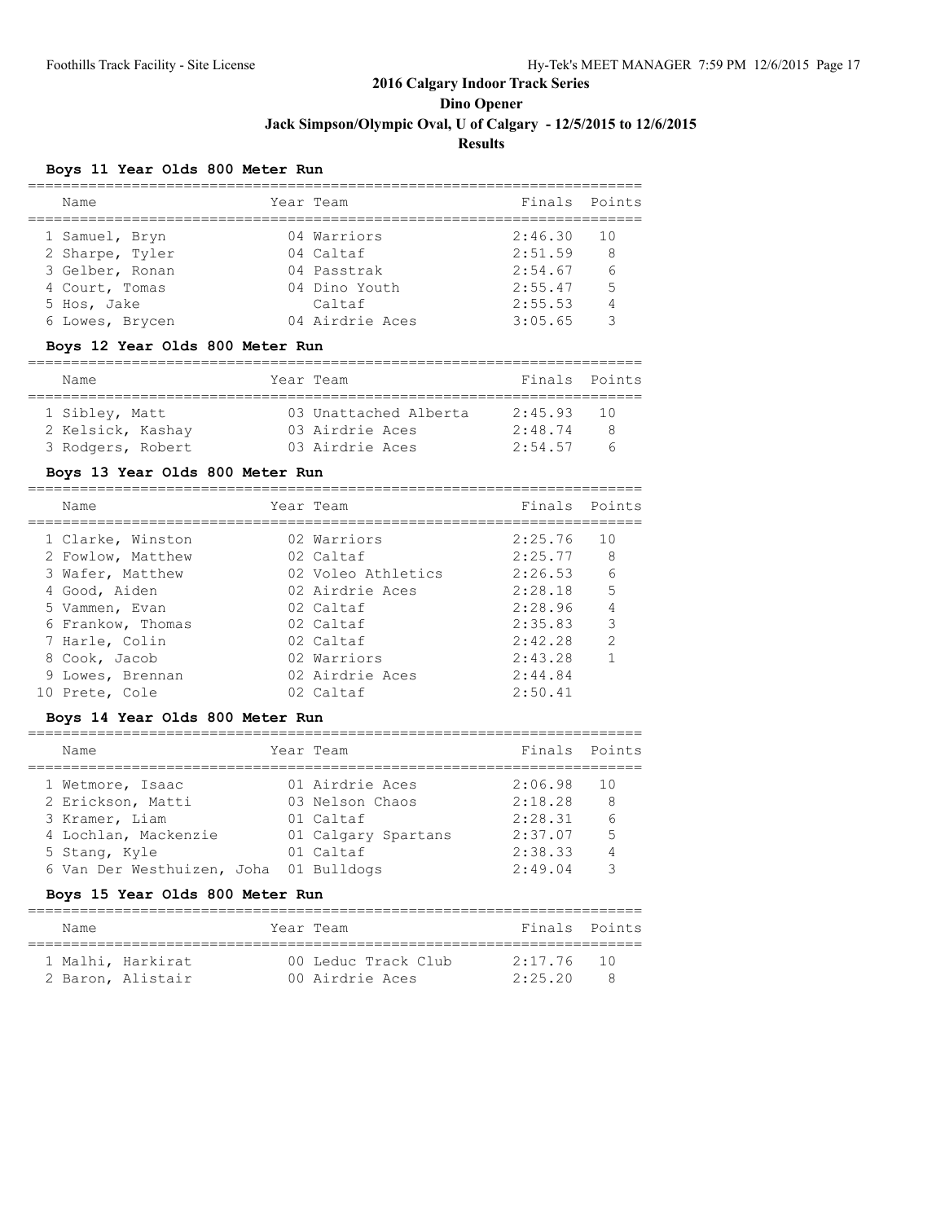# 2016 Calgary Indoor Track Series

## Dino Opener

### Jack Simpson/Olympic Oval, U of Calgary - 12/5/2015 to 12/6/2015

### Results

#### Boys 11 Year Olds 800 Meter Run

| | Name | Year | Team | Finals | Points |
|---|---|---|---|---|---|
| 1 | Samuel, Bryn | 04 | Warriors | 2:46.30 | 10 |
| 2 | Sharpe, Tyler | 04 | Caltaf | 2:51.59 | 8 |
| 3 | Gelber, Ronan | 04 | Passtrak | 2:54.67 | 6 |
| 4 | Court, Tomas | 04 | Dino Youth | 2:55.47 | 5 |
| 5 | Hos, Jake | | Caltaf | 2:55.53 | 4 |
| 6 | Lowes, Brycen | 04 | Airdrie Aces | 3:05.65 | 3 |

#### Boys 12 Year Olds 800 Meter Run

| | Name | Year | Team | Finals | Points |
|---|---|---|---|---|---|
| 1 | Sibley, Matt | 03 | Unattached Alberta | 2:45.93 | 10 |
| 2 | Kelsick, Kashay | 03 | Airdrie Aces | 2:48.74 | 8 |
| 3 | Rodgers, Robert | 03 | Airdrie Aces | 2:54.57 | 6 |

#### Boys 13 Year Olds 800 Meter Run

| | Name | Year | Team | Finals | Points |
|---|---|---|---|---|---|
| 1 | Clarke, Winston | 02 | Warriors | 2:25.76 | 10 |
| 2 | Fowlow, Matthew | 02 | Caltaf | 2:25.77 | 8 |
| 3 | Wafer, Matthew | 02 | Voleo Athletics | 2:26.53 | 6 |
| 4 | Good, Aiden | 02 | Airdrie Aces | 2:28.18 | 5 |
| 5 | Vammen, Evan | 02 | Caltaf | 2:28.96 | 4 |
| 6 | Frankow, Thomas | 02 | Caltaf | 2:35.83 | 3 |
| 7 | Harle, Colin | 02 | Caltaf | 2:42.28 | 2 |
| 8 | Cook, Jacob | 02 | Warriors | 2:43.28 | 1 |
| 9 | Lowes, Brennan | 02 | Airdrie Aces | 2:44.84 | |
| 10 | Prete, Cole | 02 | Caltaf | 2:50.41 | |

#### Boys 14 Year Olds 800 Meter Run

| | Name | Year | Team | Finals | Points |
|---|---|---|---|---|---|
| 1 | Wetmore, Isaac | 01 | Airdrie Aces | 2:06.98 | 10 |
| 2 | Erickson, Matti | 03 | Nelson Chaos | 2:18.28 | 8 |
| 3 | Kramer, Liam | 01 | Caltaf | 2:28.31 | 6 |
| 4 | Lochlan, Mackenzie | 01 | Calgary Spartans | 2:37.07 | 5 |
| 5 | Stang, Kyle | 01 | Caltaf | 2:38.33 | 4 |
| 6 | Van Der Westhuizen, Joha | 01 | Bulldogs | 2:49.04 | 3 |

#### Boys 15 Year Olds 800 Meter Run

| | Name | Year | Team | Finals | Points |
|---|---|---|---|---|---|
| 1 | Malhi, Harkirat | 00 | Leduc Track Club | 2:17.76 | 10 |
| 2 | Baron, Alistair | 00 | Airdrie Aces | 2:25.20 | 8 |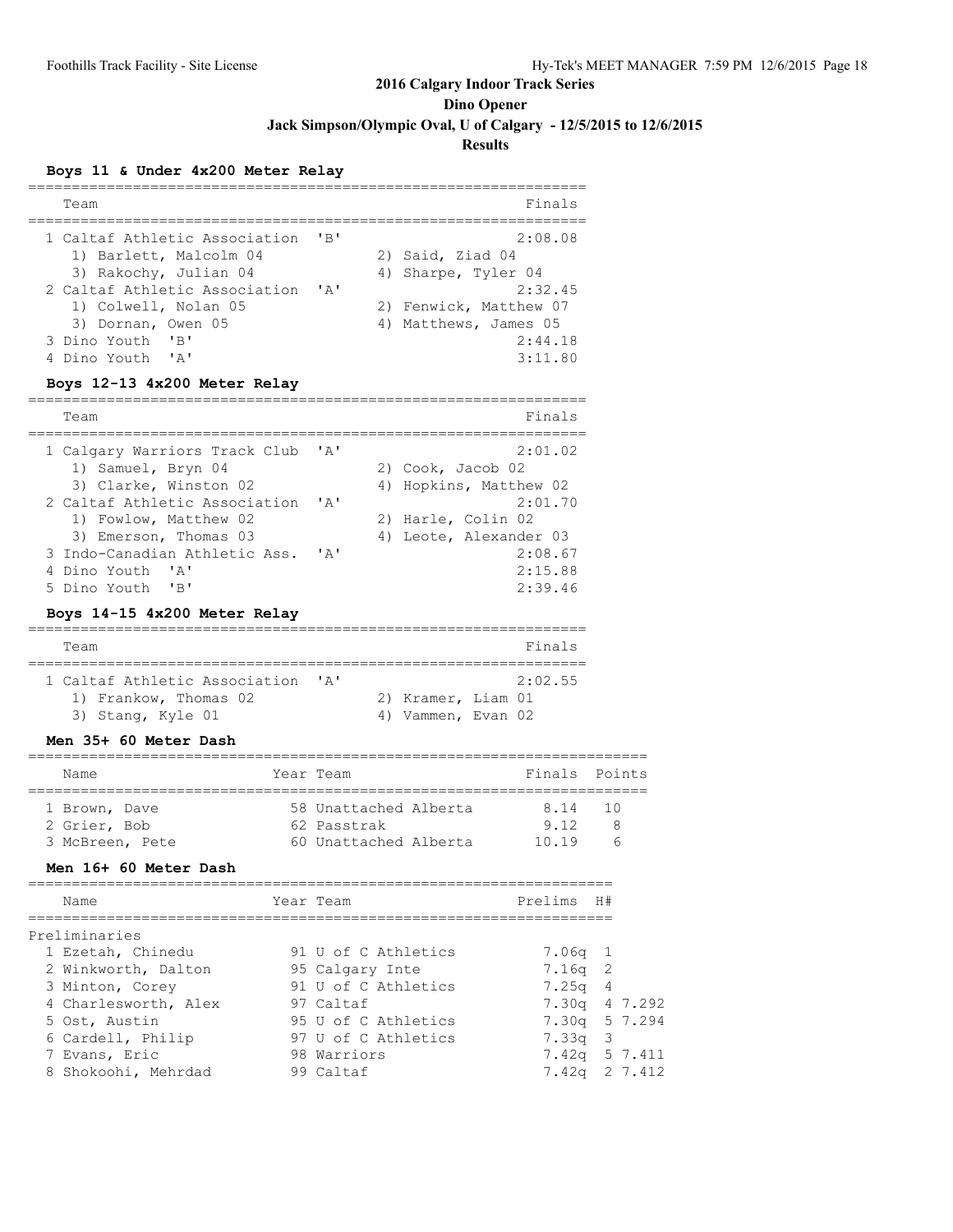## 2016 Calgary Indoor Track Series

## Dino Opener

### Jack Simpson/Olympic Oval, U of Calgary - 12/5/2015 to 12/6/2015

### Results

#### Boys 11 & Under 4x200 Meter Relay

| | Team | | Finals |
|---|---|---|---|
| 1 | Caltaf Athletic Association | 'B' | 2:08.08 |
| | 1) Barlett, Malcolm 04 | 2) Said, Ziad 04 | |
| | 3) Rakochy, Julian 04 | 4) Sharpe, Tyler 04 | |
| 2 | Caltaf Athletic Association | 'A' | 2:32.45 |
| | 1) Colwell, Nolan 05 | 2) Fenwick, Matthew 07 | |
| | 3) Dornan, Owen 05 | 4) Matthews, James 05 | |
| 3 | Dino Youth | 'B' | 2:44.18 |
| 4 | Dino Youth | 'A' | 3:11.80 |

#### Boys 12-13 4x200 Meter Relay

| | Team | | Finals |
|---|---|---|---|
| 1 | Calgary Warriors Track Club | 'A' | 2:01.02 |
| | 1) Samuel, Bryn 04 | 2) Cook, Jacob 02 | |
| | 3) Clarke, Winston 02 | 4) Hopkins, Matthew 02 | |
| 2 | Caltaf Athletic Association | 'A' | 2:01.70 |
| | 1) Fowlow, Matthew 02 | 2) Harle, Colin 02 | |
| | 3) Emerson, Thomas 03 | 4) Leote, Alexander 03 | |
| 3 | Indo-Canadian Athletic Ass. | 'A' | 2:08.67 |
| 4 | Dino Youth | 'A' | 2:15.88 |
| 5 | Dino Youth | 'B' | 2:39.46 |

#### Boys 14-15 4x200 Meter Relay

| | Team | | Finals |
|---|---|---|---|
| 1 | Caltaf Athletic Association | 'A' | 2:02.55 |
| | 1) Frankow, Thomas 02 | 2) Kramer, Liam 01 | |
| | 3) Stang, Kyle 01 | 4) Vammen, Evan 02 | |

#### Men 35+ 60 Meter Dash

| | Name | Year | Team | Finals | Points |
|---|---|---|---|---|---|
| 1 | Brown, Dave | 58 | Unattached Alberta | 8.14 | 10 |
| 2 | Grier, Bob | 62 | Passtrak | 9.12 | 8 |
| 3 | McBreen, Pete | 60 | Unattached Alberta | 10.19 | 6 |

#### Men 16+ 60 Meter Dash

| | Name | Year | Team | Prelims | H# | |
|---|---|---|---|---|---|---|
| **Preliminaries** | | | | | | |
| 1 | Ezetah, Chinedu | 91 | U of C Athletics | 7.06q | 1 | |
| 2 | Winkworth, Dalton | 95 | Calgary Inte | 7.16q | 2 | |
| 3 | Minton, Corey | 91 | U of C Athletics | 7.25q | 4 | |
| 4 | Charlesworth, Alex | 97 | Caltaf | 7.30q | 4 | 7.292 |
| 5 | Ost, Austin | 95 | U of C Athletics | 7.30q | 5 | 7.294 |
| 6 | Cardell, Philip | 97 | U of C Athletics | 7.33q | 3 | |
| 7 | Evans, Eric | 98 | Warriors | 7.42q | 5 | 7.411 |
| 8 | Shokoohi, Mehrdad | 99 | Caltaf | 7.42q | 2 | 7.412 |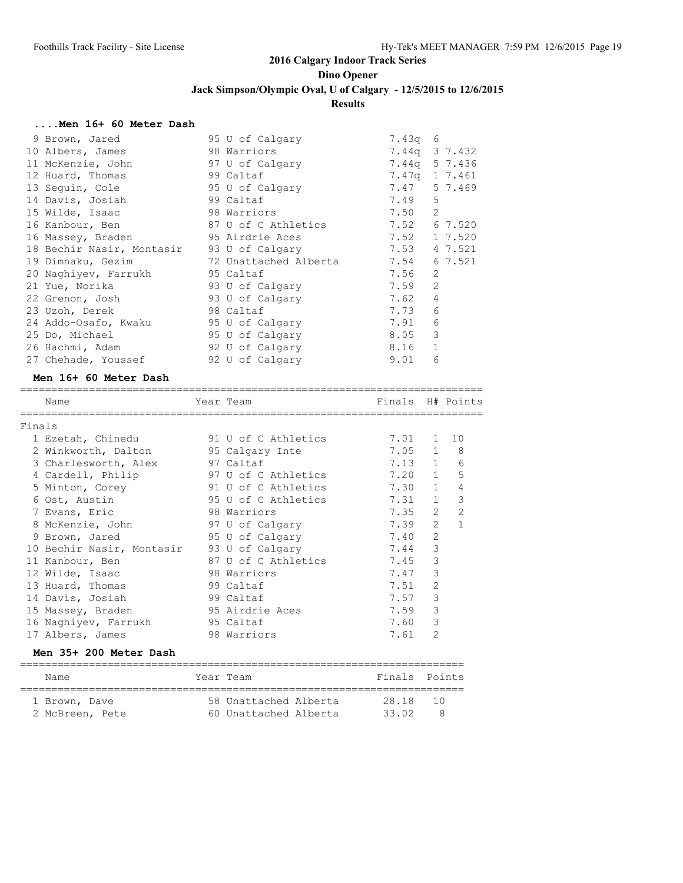## 2016 Calgary Indoor Track Series

### Dino Opener

### Jack Simpson/Olympic Oval, U of Calgary - 12/5/2015 to 12/6/2015

### Results

#### ....Men 16+ 60 Meter Dash

| Place | Name | Year | Team | Prelims | H# | Tie |
|---|---|---|---|---|---|---|
| 9 | Brown, Jared | 95 | U of Calgary | 7.43q | 6 | |
| 10 | Albers, James | 98 | Warriors | 7.44q | 3 | 7.432 |
| 11 | McKenzie, John | 97 | U of Calgary | 7.44q | 5 | 7.436 |
| 12 | Huard, Thomas | 99 | Caltaf | 7.47q | 1 | 7.461 |
| 13 | Seguin, Cole | 95 | U of Calgary | 7.47 | 5 | 7.469 |
| 14 | Davis, Josiah | 99 | Caltaf | 7.49 | 5 | |
| 15 | Wilde, Isaac | 98 | Warriors | 7.50 | 2 | |
| 16 | Kanbour, Ben | 87 | U of C Athletics | 7.52 | 6 | 7.520 |
| 16 | Massey, Braden | 95 | Airdrie Aces | 7.52 | 1 | 7.520 |
| 18 | Bechir Nasir, Montasir | 93 | U of Calgary | 7.53 | 4 | 7.521 |
| 19 | Dimnaku, Gezim | 72 | Unattached Alberta | 7.54 | 6 | 7.521 |
| 20 | Naghiyev, Farrukh | 95 | Caltaf | 7.56 | 2 | |
| 21 | Yue, Norika | 93 | U of Calgary | 7.59 | 2 | |
| 22 | Grenon, Josh | 93 | U of Calgary | 7.62 | 4 | |
| 23 | Uzoh, Derek | 98 | Caltaf | 7.73 | 6 | |
| 24 | Addo-Osafo, Kwaku | 95 | U of Calgary | 7.91 | 6 | |
| 25 | Do, Michael | 95 | U of Calgary | 8.05 | 3 | |
| 26 | Hachmi, Adam | 92 | U of Calgary | 8.16 | 1 | |
| 27 | Chehade, Youssef | 92 | U of Calgary | 9.01 | 6 | |

#### Men 16+ 60 Meter Dash

Finals

| Place | Name | Year | Team | Finals | H# | Points |
|---|---|---|---|---|---|---|
| 1 | Ezetah, Chinedu | 91 | U of C Athletics | 7.01 | 1 | 10 |
| 2 | Winkworth, Dalton | 95 | Calgary Inte | 7.05 | 1 | 8 |
| 3 | Charlesworth, Alex | 97 | Caltaf | 7.13 | 1 | 6 |
| 4 | Cardell, Philip | 97 | U of C Athletics | 7.20 | 1 | 5 |
| 5 | Minton, Corey | 91 | U of C Athletics | 7.30 | 1 | 4 |
| 6 | Ost, Austin | 95 | U of C Athletics | 7.31 | 1 | 3 |
| 7 | Evans, Eric | 98 | Warriors | 7.35 | 2 | 2 |
| 8 | McKenzie, John | 97 | U of Calgary | 7.39 | 2 | 1 |
| 9 | Brown, Jared | 95 | U of Calgary | 7.40 | 2 | |
| 10 | Bechir Nasir, Montasir | 93 | U of Calgary | 7.44 | 3 | |
| 11 | Kanbour, Ben | 87 | U of C Athletics | 7.45 | 3 | |
| 12 | Wilde, Isaac | 98 | Warriors | 7.47 | 3 | |
| 13 | Huard, Thomas | 99 | Caltaf | 7.51 | 2 | |
| 14 | Davis, Josiah | 99 | Caltaf | 7.57 | 3 | |
| 15 | Massey, Braden | 95 | Airdrie Aces | 7.59 | 3 | |
| 16 | Naghiyev, Farrukh | 95 | Caltaf | 7.60 | 3 | |
| 17 | Albers, James | 98 | Warriors | 7.61 | 2 | |

#### Men 35+ 200 Meter Dash

| Place | Name | Year | Team | Finals | Points |
|---|---|---|---|---|---|
| 1 | Brown, Dave | 58 | Unattached Alberta | 28.18 | 10 |
| 2 | McBreen, Pete | 60 | Unattached Alberta | 33.02 | 8 |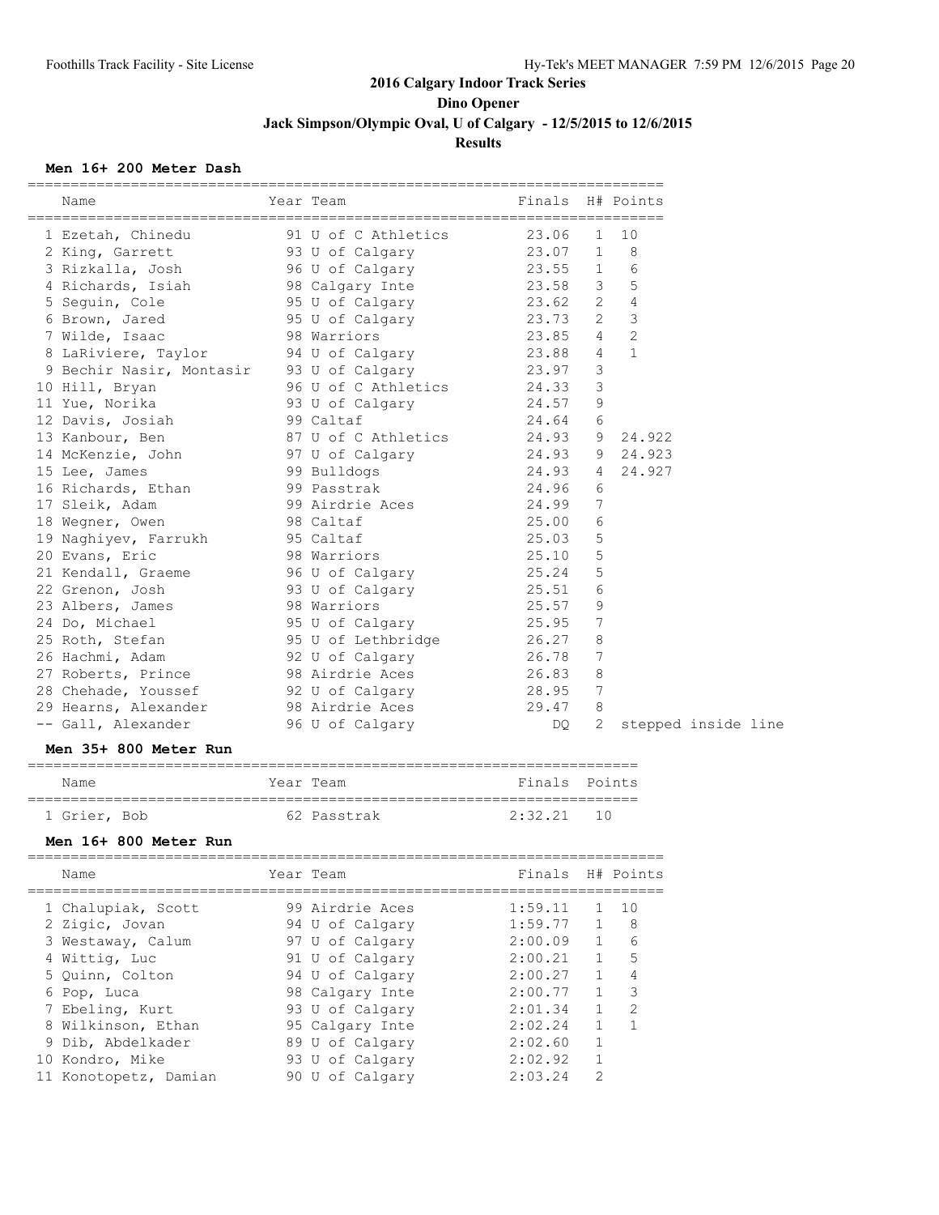# 2016 Calgary Indoor Track Series

## Dino Opener

## Jack Simpson/Olympic Oval, U of Calgary - 12/5/2015 to 12/6/2015

## Results

### Men 16+ 200 Meter Dash

| | Name | Year | Team | Finals | H# | Points |
|---|---|---|---|---|---|---|
| 1 | Ezetah, Chinedu | 91 | U of C Athletics | 23.06 | 1 | 10 |
| 2 | King, Garrett | 93 | U of Calgary | 23.07 | 1 | 8 |
| 3 | Rizkalla, Josh | 96 | U of Calgary | 23.55 | 1 | 6 |
| 4 | Richards, Isiah | 98 | Calgary Inte | 23.58 | 3 | 5 |
| 5 | Seguin, Cole | 95 | U of Calgary | 23.62 | 2 | 4 |
| 6 | Brown, Jared | 95 | U of Calgary | 23.73 | 2 | 3 |
| 7 | Wilde, Isaac | 98 | Warriors | 23.85 | 4 | 2 |
| 8 | LaRiviere, Taylor | 94 | U of Calgary | 23.88 | 4 | 1 |
| 9 | Bechir Nasir, Montasir | 93 | U of Calgary | 23.97 | 3 | |
| 10 | Hill, Bryan | 96 | U of C Athletics | 24.33 | 3 | |
| 11 | Yue, Norika | 93 | U of Calgary | 24.57 | 9 | |
| 12 | Davis, Josiah | 99 | Caltaf | 24.64 | 6 | |
| 13 | Kanbour, Ben | 87 | U of C Athletics | 24.93 | 9 | 24.922 |
| 14 | McKenzie, John | 97 | U of Calgary | 24.93 | 9 | 24.923 |
| 15 | Lee, James | 99 | Bulldogs | 24.93 | 4 | 24.927 |
| 16 | Richards, Ethan | 99 | Passtrak | 24.96 | 6 | |
| 17 | Sleik, Adam | 99 | Airdrie Aces | 24.99 | 7 | |
| 18 | Wegner, Owen | 98 | Caltaf | 25.00 | 6 | |
| 19 | Naghiyev, Farrukh | 95 | Caltaf | 25.03 | 5 | |
| 20 | Evans, Eric | 98 | Warriors | 25.10 | 5 | |
| 21 | Kendall, Graeme | 96 | U of Calgary | 25.24 | 5 | |
| 22 | Grenon, Josh | 93 | U of Calgary | 25.51 | 6 | |
| 23 | Albers, James | 98 | Warriors | 25.57 | 9 | |
| 24 | Do, Michael | 95 | U of Calgary | 25.95 | 7 | |
| 25 | Roth, Stefan | 95 | U of Lethbridge | 26.27 | 8 | |
| 26 | Hachmi, Adam | 92 | U of Calgary | 26.78 | 7 | |
| 27 | Roberts, Prince | 98 | Airdrie Aces | 26.83 | 8 | |
| 28 | Chehade, Youssef | 92 | U of Calgary | 28.95 | 7 | |
| 29 | Hearns, Alexander | 98 | Airdrie Aces | 29.47 | 8 | |
| -- | Gall, Alexander | 96 | U of Calgary | DQ | 2 | stepped inside line |

### Men 35+ 800 Meter Run

| | Name | Year | Team | Finals | Points |
|---|---|---|---|---|---|
| 1 | Grier, Bob | 62 | Passtrak | 2:32.21 | 10 |

### Men 16+ 800 Meter Run

| | Name | Year | Team | Finals | H# | Points |
|---|---|---|---|---|---|---|
| 1 | Chalupiak, Scott | 99 | Airdrie Aces | 1:59.11 | 1 | 10 |
| 2 | Zigic, Jovan | 94 | U of Calgary | 1:59.77 | 1 | 8 |
| 3 | Westaway, Calum | 97 | U of Calgary | 2:00.09 | 1 | 6 |
| 4 | Wittig, Luc | 91 | U of Calgary | 2:00.21 | 1 | 5 |
| 5 | Quinn, Colton | 94 | U of Calgary | 2:00.27 | 1 | 4 |
| 6 | Pop, Luca | 98 | Calgary Inte | 2:00.77 | 1 | 3 |
| 7 | Ebeling, Kurt | 93 | U of Calgary | 2:01.34 | 1 | 2 |
| 8 | Wilkinson, Ethan | 95 | Calgary Inte | 2:02.24 | 1 | 1 |
| 9 | Dib, Abdelkader | 89 | U of Calgary | 2:02.60 | 1 | |
| 10 | Kondro, Mike | 93 | U of Calgary | 2:02.92 | 1 | |
| 11 | Konotopetz, Damian | 90 | U of Calgary | 2:03.24 | 2 | |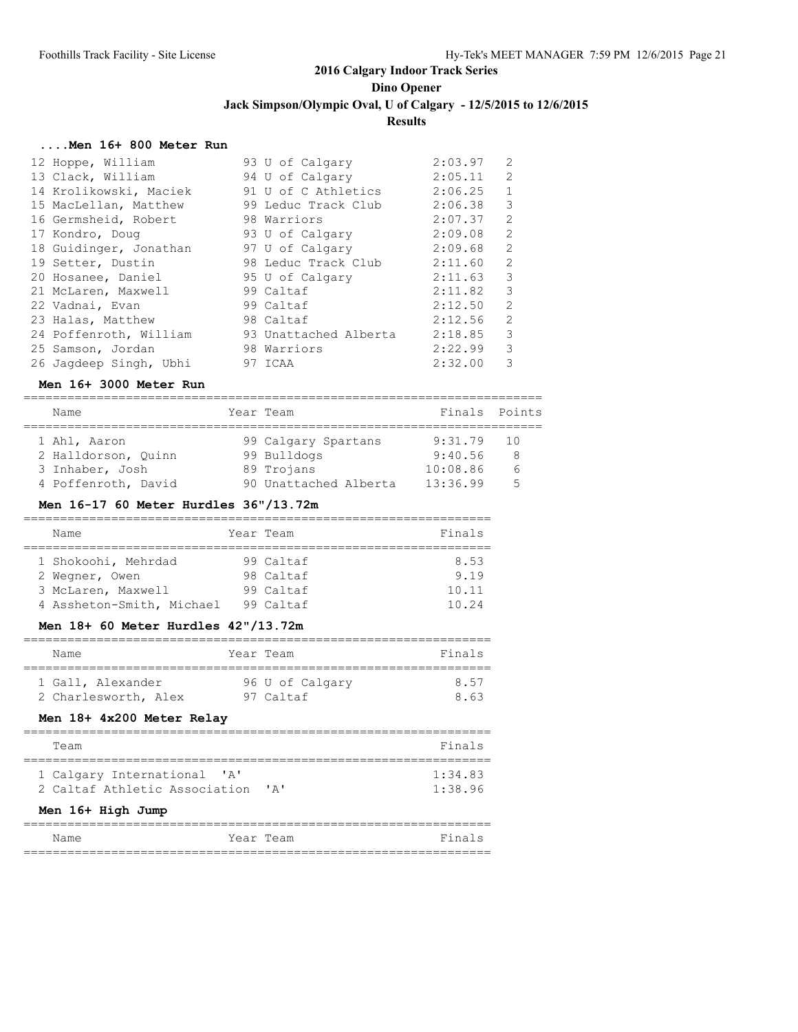# 2016 Calgary Indoor Track Series

## Dino Opener

### Jack Simpson/Olympic Oval, U of Calgary - 12/5/2015 to 12/6/2015

### Results

#### ....Men 16+ 800 Meter Run

| | Name | Year | Team | Finals | |
|---|---|---|---|---|---|
| 12 | Hoppe, William | 93 | U of Calgary | 2:03.97 | 2 |
| 13 | Clack, William | 94 | U of Calgary | 2:05.11 | 2 |
| 14 | Krolikowski, Maciek | 91 | U of C Athletics | 2:06.25 | 1 |
| 15 | MacLellan, Matthew | 99 | Leduc Track Club | 2:06.38 | 3 |
| 16 | Germsheid, Robert | 98 | Warriors | 2:07.37 | 2 |
| 17 | Kondro, Doug | 93 | U of Calgary | 2:09.08 | 2 |
| 18 | Guidinger, Jonathan | 97 | U of Calgary | 2:09.68 | 2 |
| 19 | Setter, Dustin | 98 | Leduc Track Club | 2:11.60 | 2 |
| 20 | Hosanee, Daniel | 95 | U of Calgary | 2:11.63 | 3 |
| 21 | McLaren, Maxwell | 99 | Caltaf | 2:11.82 | 3 |
| 22 | Vadnai, Evan | 99 | Caltaf | 2:12.50 | 2 |
| 23 | Halas, Matthew | 98 | Caltaf | 2:12.56 | 2 |
| 24 | Poffenroth, William | 93 | Unattached Alberta | 2:18.85 | 3 |
| 25 | Samson, Jordan | 98 | Warriors | 2:22.99 | 3 |
| 26 | Jagdeep Singh, Ubhi | 97 | ICAA | 2:32.00 | 3 |

#### Men 16+ 3000 Meter Run

| | Name | Year | Team | Finals | Points |
|---|---|---|---|---|---|
| 1 | Ahl, Aaron | 99 | Calgary Spartans | 9:31.79 | 10 |
| 2 | Halldorson, Quinn | 99 | Bulldogs | 9:40.56 | 8 |
| 3 | Inhaber, Josh | 89 | Trojans | 10:08.86 | 6 |
| 4 | Poffenroth, David | 90 | Unattached Alberta | 13:36.99 | 5 |

#### Men 16-17 60 Meter Hurdles 36"/13.72m

| | Name | Year | Team | Finals |
|---|---|---|---|---|
| 1 | Shokoohi, Mehrdad | 99 | Caltaf | 8.53 |
| 2 | Wegner, Owen | 98 | Caltaf | 9.19 |
| 3 | McLaren, Maxwell | 99 | Caltaf | 10.11 |
| 4 | Assheton-Smith, Michael | 99 | Caltaf | 10.24 |

#### Men 18+ 60 Meter Hurdles 42"/13.72m

| | Name | Year | Team | Finals |
|---|---|---|---|---|
| 1 | Gall, Alexander | 96 | U of Calgary | 8.57 |
| 2 | Charlesworth, Alex | 97 | Caltaf | 8.63 |

#### Men 18+ 4x200 Meter Relay

| | Team | Finals |
|---|---|---|
| 1 | Calgary International 'A' | 1:34.83 |
| 2 | Caltaf Athletic Association 'A' | 1:38.96 |

#### Men 16+ High Jump

| Name | Year | Team | Finals |
|---|---|---|---|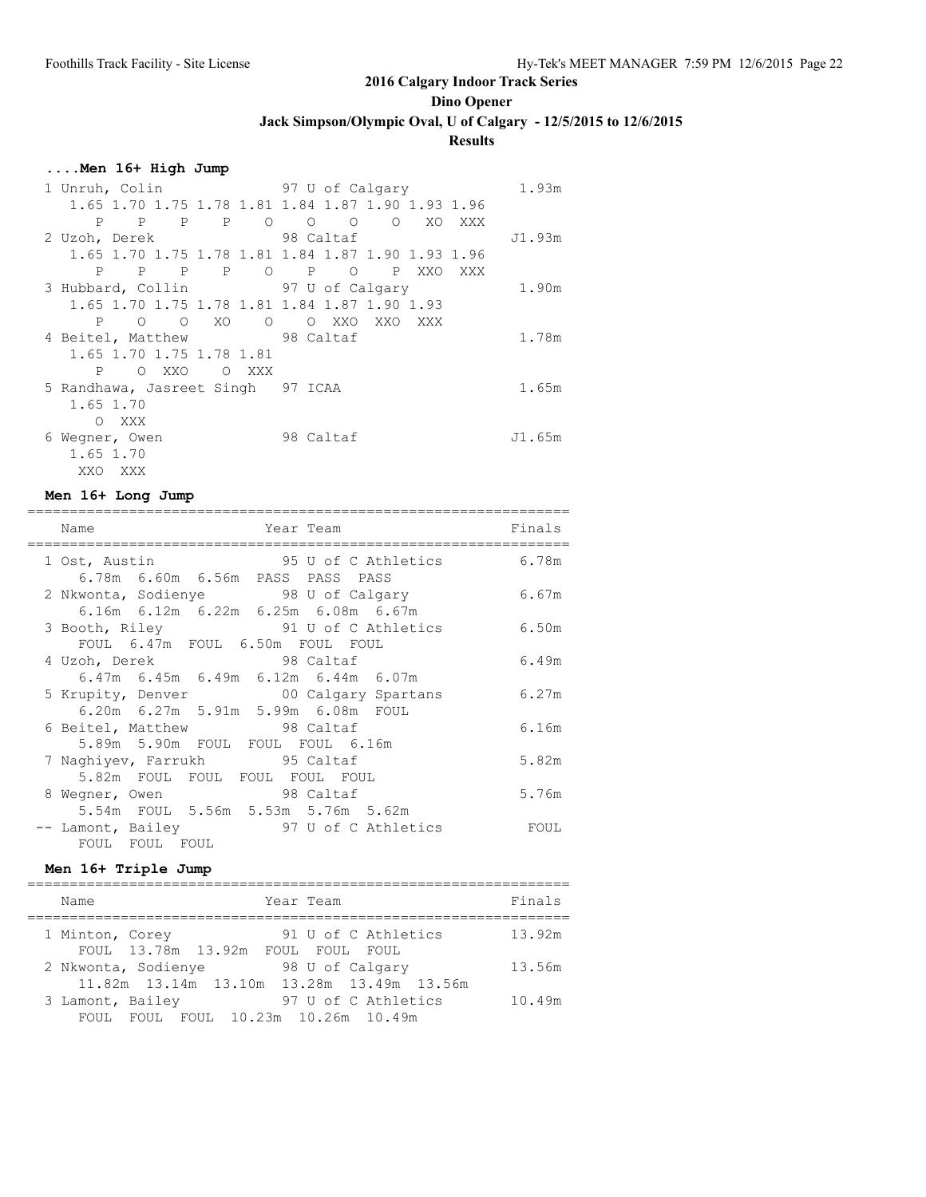## 2016 Calgary Indoor Track Series

**Dino Opener**

**Jack Simpson/Olympic Oval, U of Calgary - 12/5/2015 to 12/6/2015**

**Results**

### ....Men 16+ High Jump

```
 1 Unruh, Colin                 97 U of Calgary              1.93m
    1.65 1.70 1.75 1.78 1.81 1.84 1.87 1.90 1.93 1.96
       P    P    P    P    O    O    O    O   XO  XXX
 2 Uzoh, Derek                  98 Caltaf                   J1.93m
    1.65 1.70 1.75 1.78 1.81 1.84 1.87 1.90 1.93 1.96
       P    P    P    P    O    P    O    P  XXO  XXX
 3 Hubbard, Collin              97 U of Calgary              1.90m
    1.65 1.70 1.75 1.78 1.81 1.84 1.87 1.90 1.93
       P    O    O   XO    O    O  XXO  XXO  XXX
 4 Beitel, Matthew              98 Caltaf                    1.78m
    1.65 1.70 1.75 1.78 1.81
       P    O  XXO    O  XXX
 5 Randhawa, Jasreet Singh  97 ICAA                          1.65m
    1.65 1.70
       O  XXX
 6 Wegner, Owen                 98 Caltaf                   J1.65m
    1.65 1.70
     XXO  XXX
```

### Men 16+ Long Jump

| Name | Year | Team | Finals |
|---|---|---|---|
| 1 Ost, Austin | 95 | U of C Athletics | 6.78m |
| 6.78m 6.60m 6.56m PASS PASS PASS | | | |
| 2 Nkwonta, Sodienye | 98 | U of Calgary | 6.67m |
| 6.16m 6.12m 6.22m 6.25m 6.08m 6.67m | | | |
| 3 Booth, Riley | 91 | U of C Athletics | 6.50m |
| FOUL 6.47m FOUL 6.50m FOUL FOUL | | | |
| 4 Uzoh, Derek | 98 | Caltaf | 6.49m |
| 6.47m 6.45m 6.49m 6.12m 6.44m 6.07m | | | |
| 5 Krupity, Denver | 00 | Calgary Spartans | 6.27m |
| 6.20m 6.27m 5.91m 5.99m 6.08m FOUL | | | |
| 6 Beitel, Matthew | 98 | Caltaf | 6.16m |
| 5.89m 5.90m FOUL FOUL FOUL 6.16m | | | |
| 7 Naghiyev, Farrukh | 95 | Caltaf | 5.82m |
| 5.82m FOUL FOUL FOUL FOUL FOUL | | | |
| 8 Wegner, Owen | 98 | Caltaf | 5.76m |
| 5.54m FOUL 5.56m 5.53m 5.76m 5.62m | | | |
| -- Lamont, Bailey | 97 | U of C Athletics | FOUL |
| FOUL FOUL FOUL | | | |

### Men 16+ Triple Jump

| Name | Year | Team | Finals |
|---|---|---|---|
| 1 Minton, Corey | 91 | U of C Athletics | 13.92m |
| FOUL 13.78m 13.92m FOUL FOUL FOUL | | | |
| 2 Nkwonta, Sodienye | 98 | U of Calgary | 13.56m |
| 11.82m 13.14m 13.10m 13.28m 13.49m 13.56m | | | |
| 3 Lamont, Bailey | 97 | U of C Athletics | 10.49m |
| FOUL FOUL FOUL 10.23m 10.26m 10.49m | | | |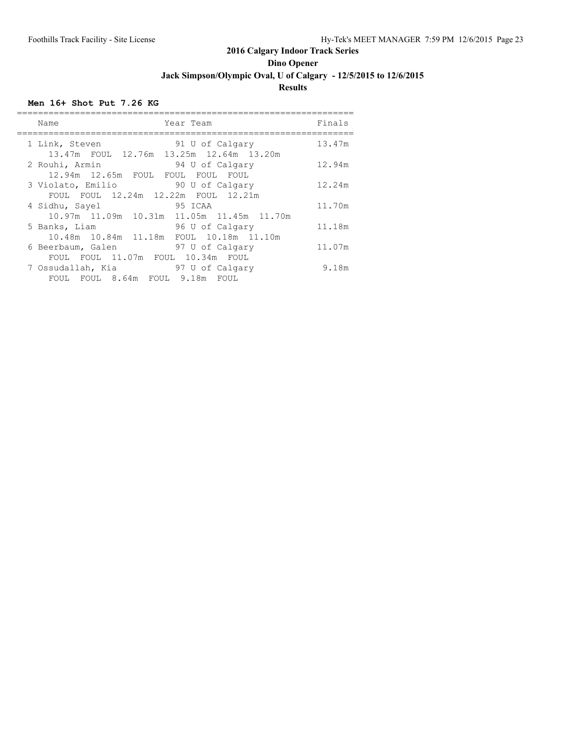# 2016 Calgary Indoor Track Series

## Dino Opener

### Jack Simpson/Olympic Oval, U of Calgary - 12/5/2015 to 12/6/2015

### Results

**Men 16+ Shot Put 7.26 KG**

| Name | Year | Team | Finals |
|---|---|---|---|
| 1 Link, Steven | 91 | U of Calgary | 13.47m |
| 13.47m FOUL 12.76m 13.25m 12.64m 13.20m | | | |
| 2 Rouhi, Armin | 94 | U of Calgary | 12.94m |
| 12.94m 12.65m FOUL FOUL FOUL FOUL | | | |
| 3 Violato, Emilio | 90 | U of Calgary | 12.24m |
| FOUL FOUL 12.24m 12.22m FOUL 12.21m | | | |
| 4 Sidhu, Sayel | 95 | ICAA | 11.70m |
| 10.97m 11.09m 10.31m 11.05m 11.45m 11.70m | | | |
| 5 Banks, Liam | 96 | U of Calgary | 11.18m |
| 10.48m 10.84m 11.18m FOUL 10.18m 11.10m | | | |
| 6 Beerbaum, Galen | 97 | U of Calgary | 11.07m |
| FOUL FOUL 11.07m FOUL 10.34m FOUL | | | |
| 7 Ossudallah, Kia | 97 | U of Calgary | 9.18m |
| FOUL FOUL 8.64m FOUL 9.18m FOUL | | | |